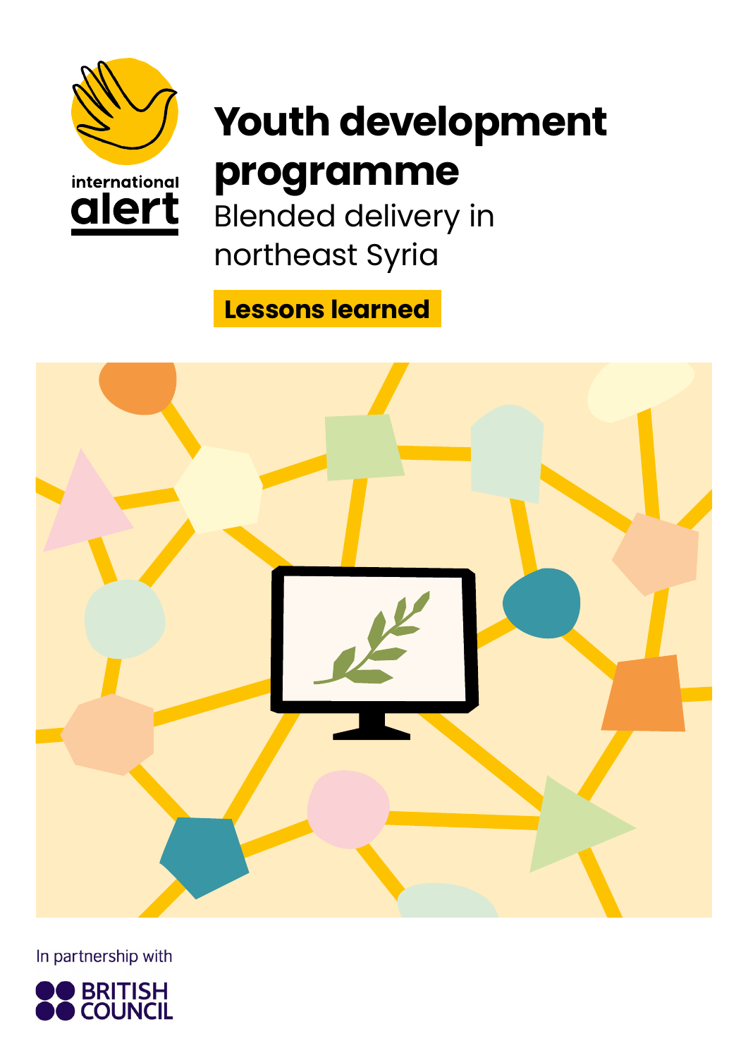international alert

# Youth development programme

## Blended delivery in northeast Syria

**Lessons learned**

In partnership with

BRITISH COUNCIL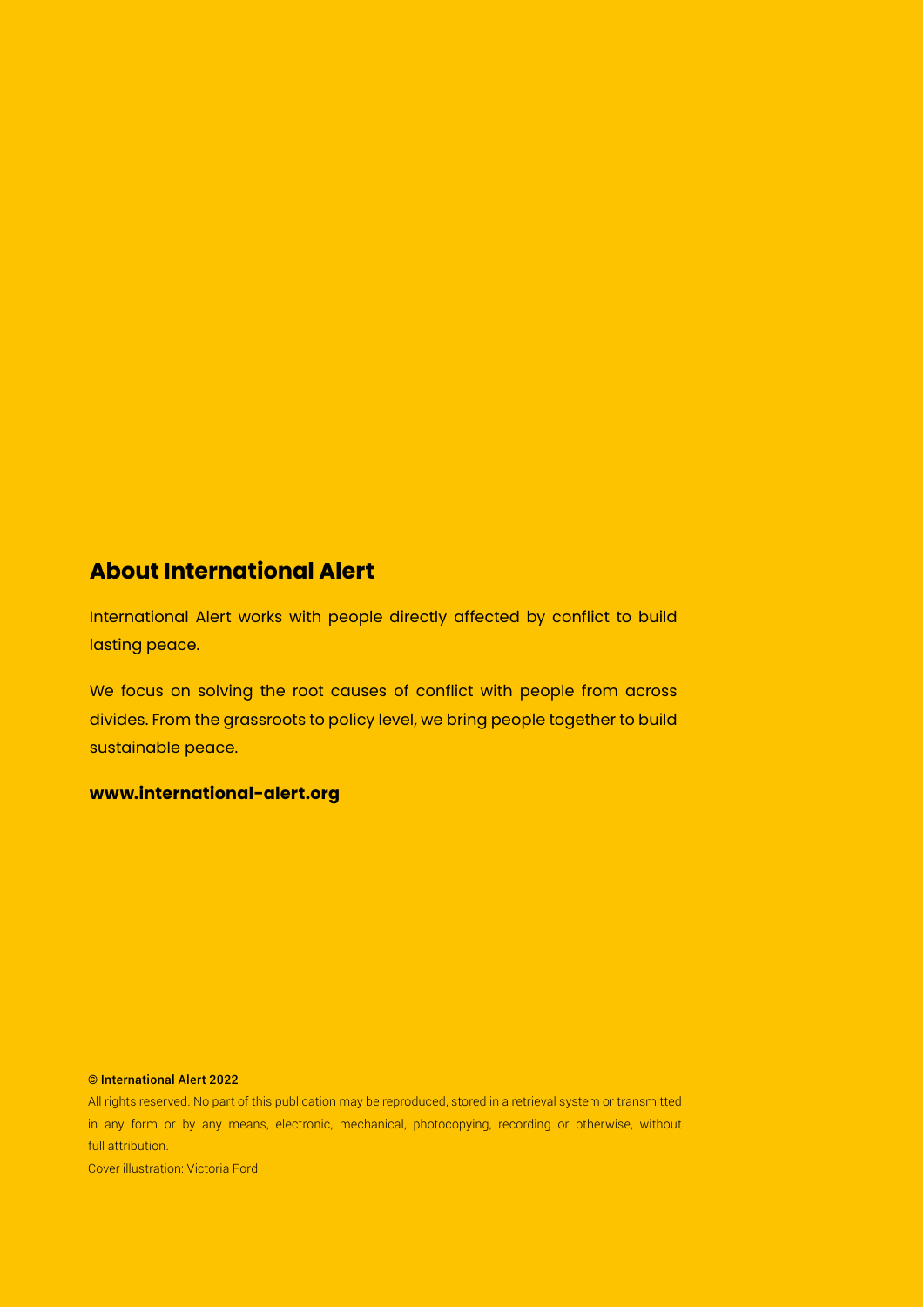## About International Alert

International Alert works with people directly affected by conflict to build lasting peace.

We focus on solving the root causes of conflict with people from across divides. From the grassroots to policy level, we bring people together to build sustainable peace.

**www.international-alert.org**

**© International Alert 2022**

All rights reserved. No part of this publication may be reproduced, stored in a retrieval system or transmitted in any form or by any means, electronic, mechanical, photocopying, recording or otherwise, without full attribution.

Cover illustration: Victoria Ford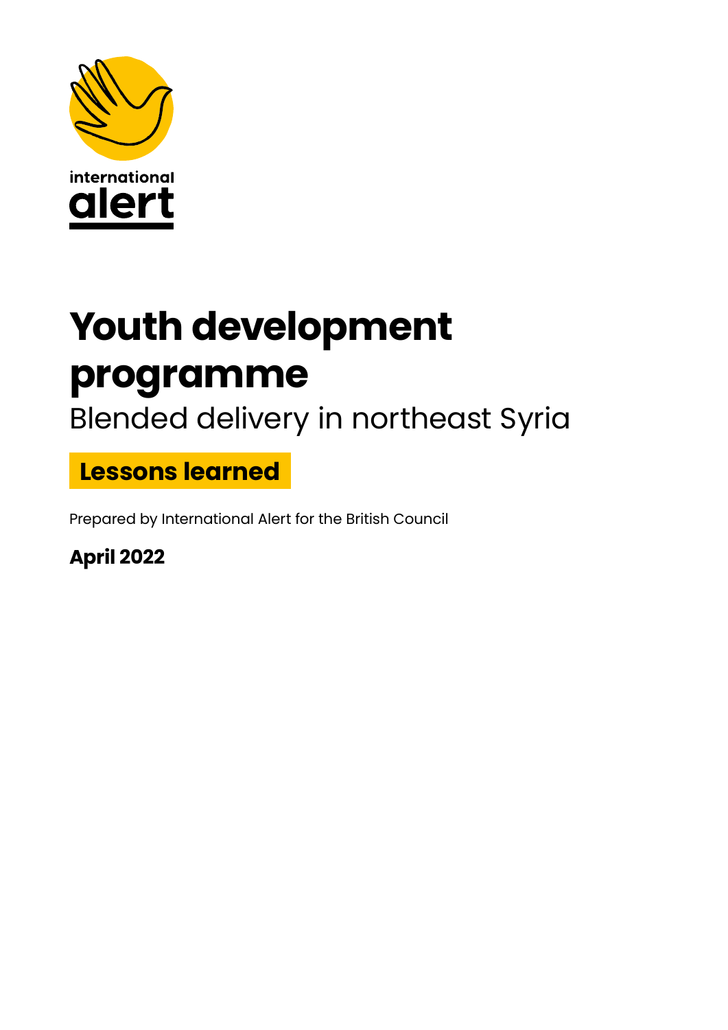international alert

# Youth development programme

## Blended delivery in northeast Syria

**Lessons learned**

Prepared by International Alert for the British Council

**April 2022**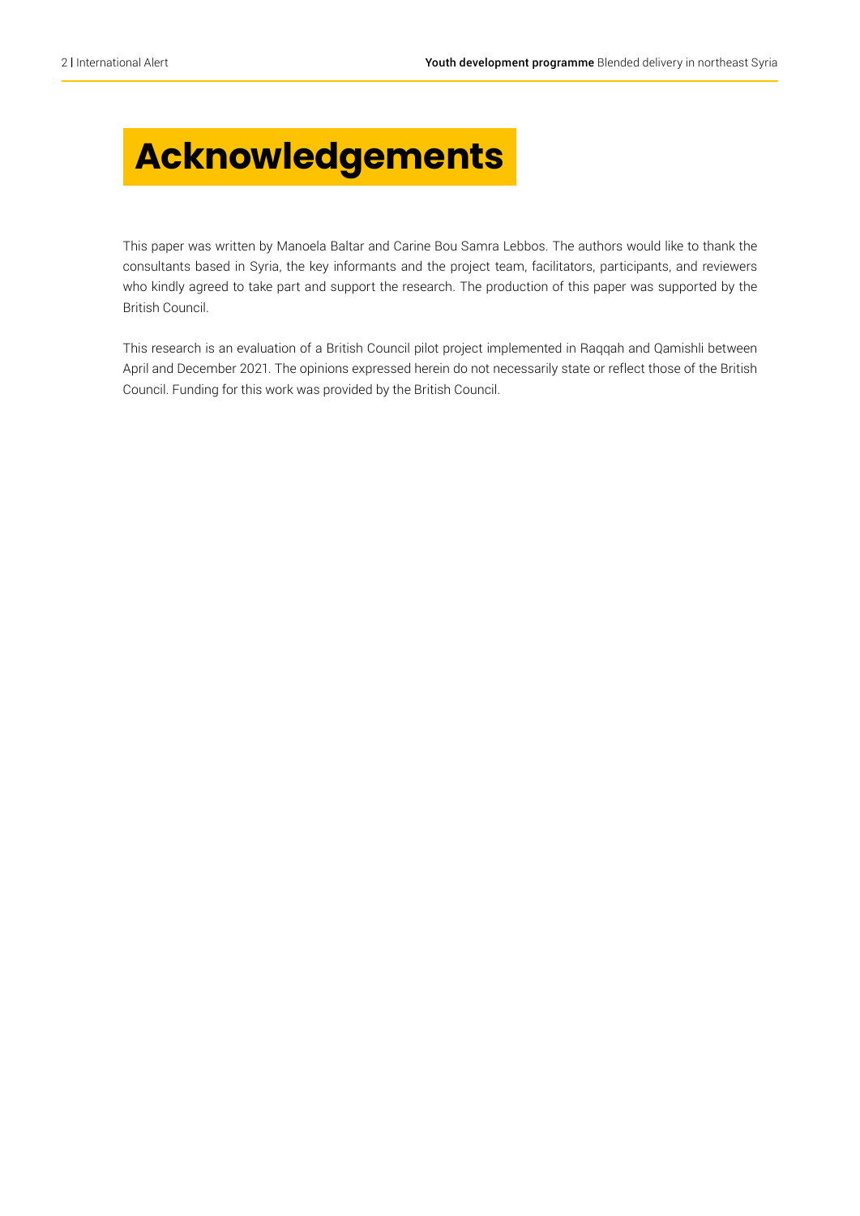# Acknowledgements

This paper was written by Manoela Baltar and Carine Bou Samra Lebbos. The authors would like to thank the consultants based in Syria, the key informants and the project team, facilitators, participants, and reviewers who kindly agreed to take part and support the research. The production of this paper was supported by the British Council.

This research is an evaluation of a British Council pilot project implemented in Raqqah and Qamishli between April and December 2021. The opinions expressed herein do not necessarily state or reflect those of the British Council. Funding for this work was provided by the British Council.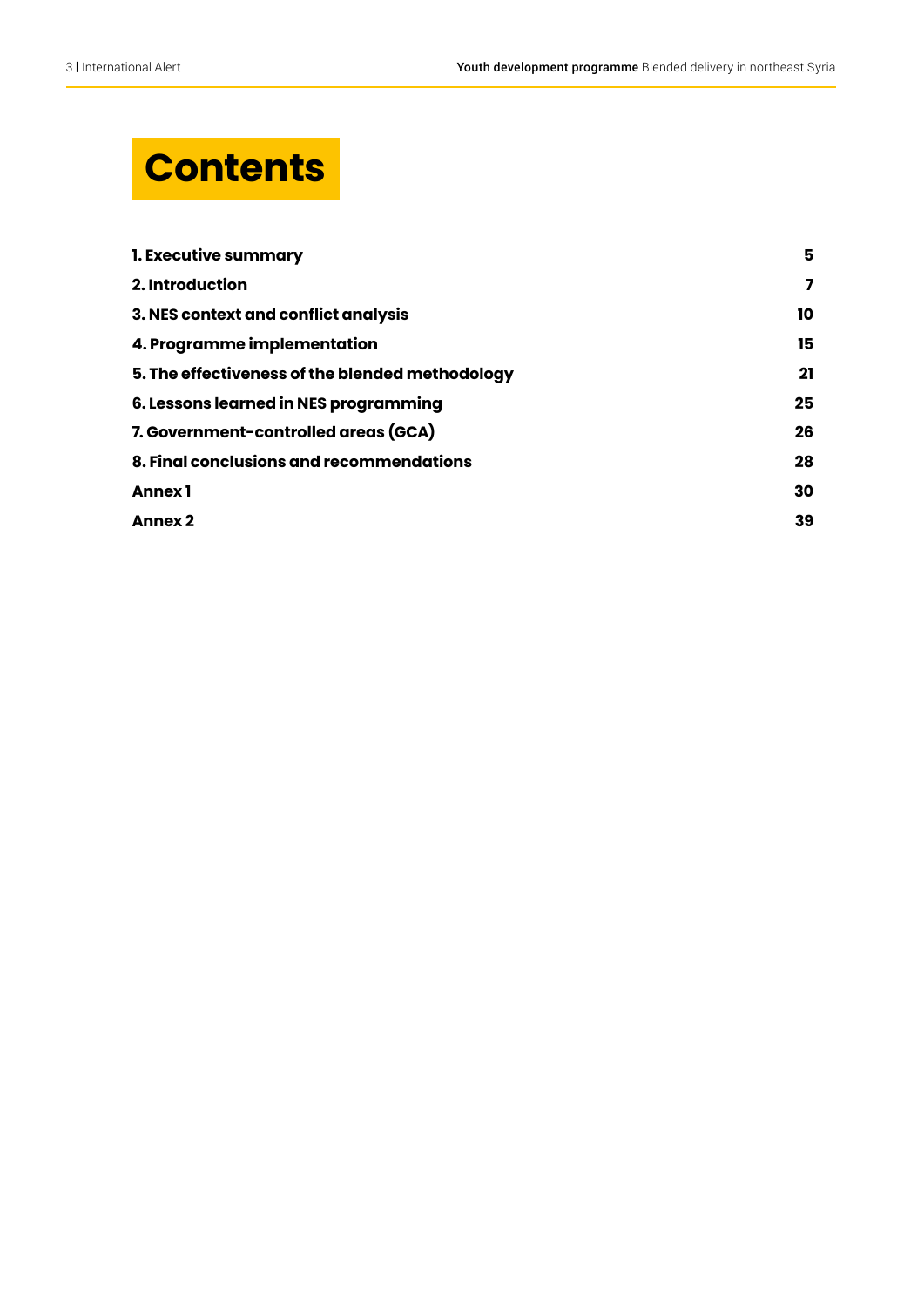# Contents

| | |
|---|---|
| **1. Executive summary** | **5** |
| **2. Introduction** | **7** |
| **3. NES context and conflict analysis** | **10** |
| **4. Programme implementation** | **15** |
| **5. The effectiveness of the blended methodology** | **21** |
| **6. Lessons learned in NES programming** | **25** |
| **7. Government-controlled areas (GCA)** | **26** |
| **8. Final conclusions and recommendations** | **28** |
| **Annex 1** | **30** |
| **Annex 2** | **39** |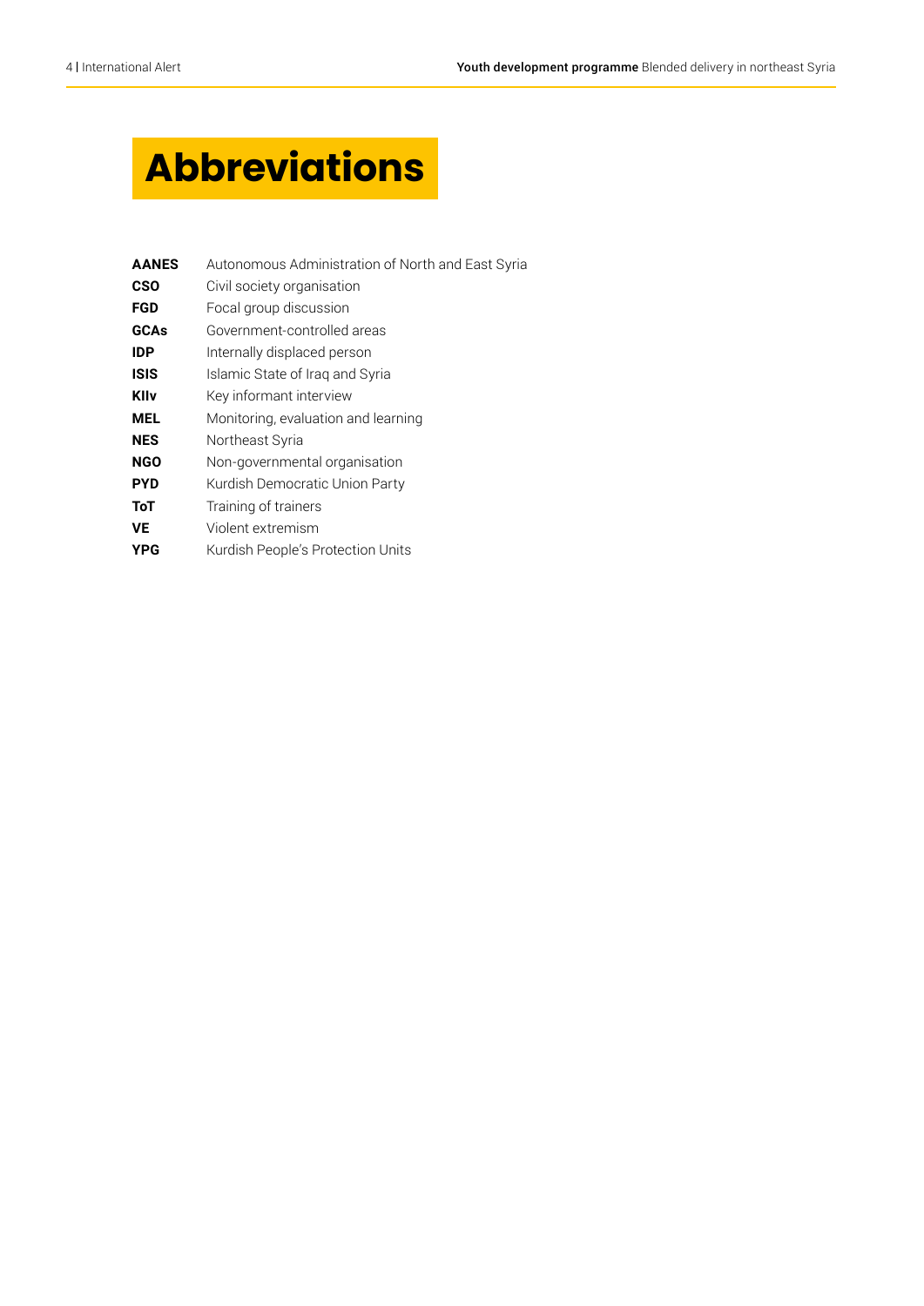# Abbreviations

| | |
|---|---|
| **AANES** | Autonomous Administration of North and East Syria |
| **CSO** | Civil society organisation |
| **FGD** | Focal group discussion |
| **GCAs** | Government-controlled areas |
| **IDP** | Internally displaced person |
| **ISIS** | Islamic State of Iraq and Syria |
| **KIIv** | Key informant interview |
| **MEL** | Monitoring, evaluation and learning |
| **NES** | Northeast Syria |
| **NGO** | Non-governmental organisation |
| **PYD** | Kurdish Democratic Union Party |
| **ToT** | Training of trainers |
| **VE** | Violent extremism |
| **YPG** | Kurdish People's Protection Units |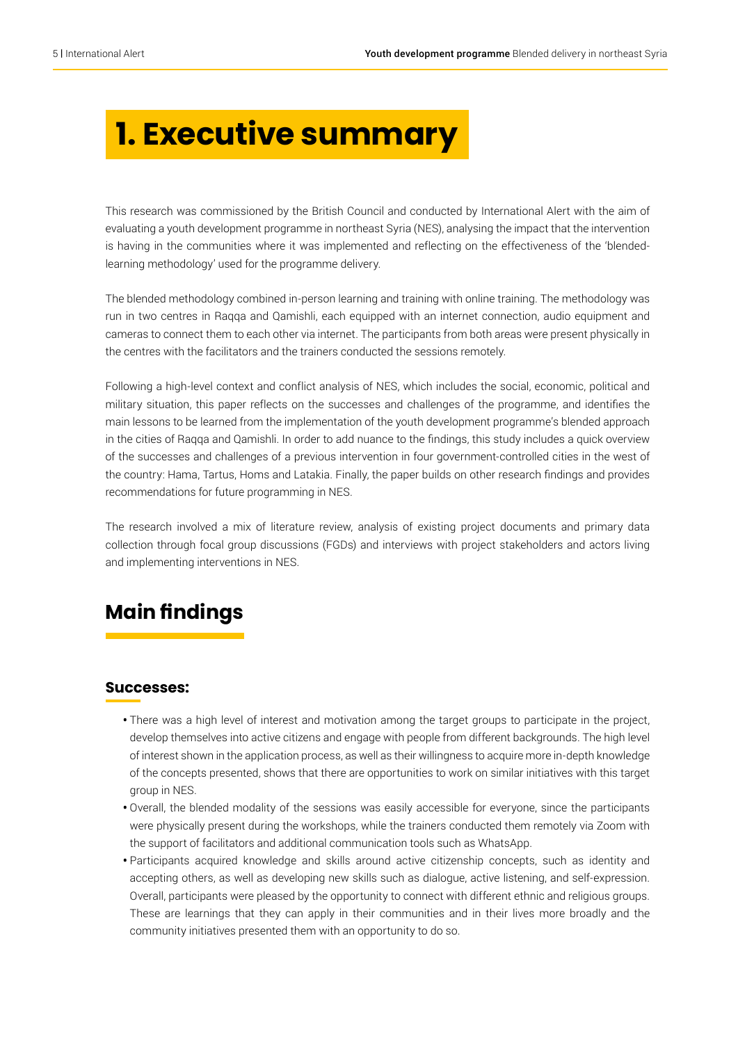# 1. Executive summary

This research was commissioned by the British Council and conducted by International Alert with the aim of evaluating a youth development programme in northeast Syria (NES), analysing the impact that the intervention is having in the communities where it was implemented and reflecting on the effectiveness of the 'blended-learning methodology' used for the programme delivery.

The blended methodology combined in-person learning and training with online training. The methodology was run in two centres in Raqqa and Qamishli, each equipped with an internet connection, audio equipment and cameras to connect them to each other via internet. The participants from both areas were present physically in the centres with the facilitators and the trainers conducted the sessions remotely.

Following a high-level context and conflict analysis of NES, which includes the social, economic, political and military situation, this paper reflects on the successes and challenges of the programme, and identifies the main lessons to be learned from the implementation of the youth development programme's blended approach in the cities of Raqqa and Qamishli. In order to add nuance to the findings, this study includes a quick overview of the successes and challenges of a previous intervention in four government-controlled cities in the west of the country: Hama, Tartus, Homs and Latakia. Finally, the paper builds on other research findings and provides recommendations for future programming in NES.

The research involved a mix of literature review, analysis of existing project documents and primary data collection through focal group discussions (FGDs) and interviews with project stakeholders and actors living and implementing interventions in NES.

## Main findings

### Successes:

- There was a high level of interest and motivation among the target groups to participate in the project, develop themselves into active citizens and engage with people from different backgrounds. The high level of interest shown in the application process, as well as their willingness to acquire more in-depth knowledge of the concepts presented, shows that there are opportunities to work on similar initiatives with this target group in NES.
- Overall, the blended modality of the sessions was easily accessible for everyone, since the participants were physically present during the workshops, while the trainers conducted them remotely via Zoom with the support of facilitators and additional communication tools such as WhatsApp.
- Participants acquired knowledge and skills around active citizenship concepts, such as identity and accepting others, as well as developing new skills such as dialogue, active listening, and self-expression. Overall, participants were pleased by the opportunity to connect with different ethnic and religious groups. These are learnings that they can apply in their communities and in their lives more broadly and the community initiatives presented them with an opportunity to do so.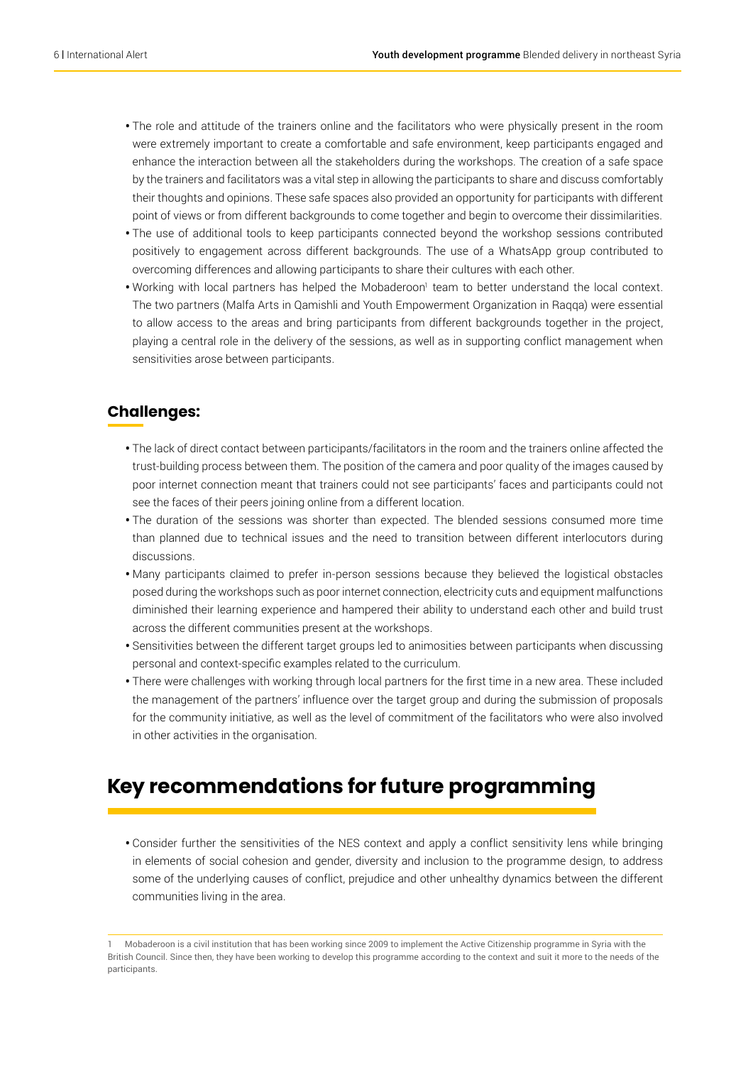- The role and attitude of the trainers online and the facilitators who were physically present in the room were extremely important to create a comfortable and safe environment, keep participants engaged and enhance the interaction between all the stakeholders during the workshops. The creation of a safe space by the trainers and facilitators was a vital step in allowing the participants to share and discuss comfortably their thoughts and opinions. These safe spaces also provided an opportunity for participants with different point of views or from different backgrounds to come together and begin to overcome their dissimilarities.
- The use of additional tools to keep participants connected beyond the workshop sessions contributed positively to engagement across different backgrounds. The use of a WhatsApp group contributed to overcoming differences and allowing participants to share their cultures with each other.
- Working with local partners has helped the Mobaderoon[1] team to better understand the local context. The two partners (Malfa Arts in Qamishli and Youth Empowerment Organization in Raqqa) were essential to allow access to the areas and bring participants from different backgrounds together in the project, playing a central role in the delivery of the sessions, as well as in supporting conflict management when sensitivities arose between participants.

### Challenges:

- The lack of direct contact between participants/facilitators in the room and the trainers online affected the trust-building process between them. The position of the camera and poor quality of the images caused by poor internet connection meant that trainers could not see participants' faces and participants could not see the faces of their peers joining online from a different location.
- The duration of the sessions was shorter than expected. The blended sessions consumed more time than planned due to technical issues and the need to transition between different interlocutors during discussions.
- Many participants claimed to prefer in-person sessions because they believed the logistical obstacles posed during the workshops such as poor internet connection, electricity cuts and equipment malfunctions diminished their learning experience and hampered their ability to understand each other and build trust across the different communities present at the workshops.
- Sensitivities between the different target groups led to animosities between participants when discussing personal and context-specific examples related to the curriculum.
- There were challenges with working through local partners for the first time in a new area. These included the management of the partners' influence over the target group and during the submission of proposals for the community initiative, as well as the level of commitment of the facilitators who were also involved in other activities in the organisation.

## Key recommendations for future programming

- Consider further the sensitivities of the NES context and apply a conflict sensitivity lens while bringing in elements of social cohesion and gender, diversity and inclusion to the programme design, to address some of the underlying causes of conflict, prejudice and other unhealthy dynamics between the different communities living in the area.

[1] Mobaderoon is a civil institution that has been working since 2009 to implement the Active Citizenship programme in Syria with the British Council. Since then, they have been working to develop this programme according to the context and suit it more to the needs of the participants.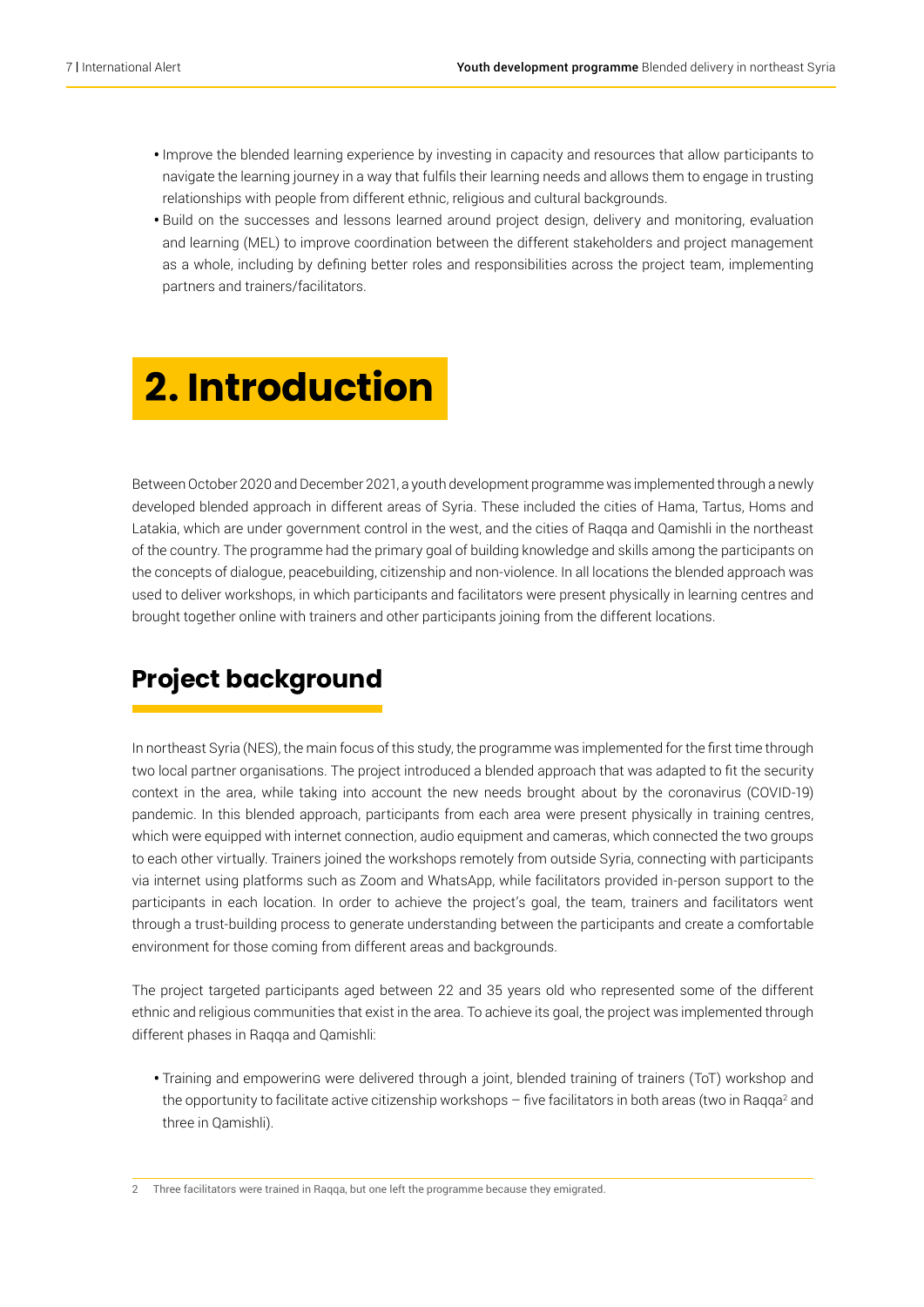- Improve the blended learning experience by investing in capacity and resources that allow participants to navigate the learning journey in a way that fulfils their learning needs and allows them to engage in trusting relationships with people from different ethnic, religious and cultural backgrounds.
- Build on the successes and lessons learned around project design, delivery and monitoring, evaluation and learning (MEL) to improve coordination between the different stakeholders and project management as a whole, including by defining better roles and responsibilities across the project team, implementing partners and trainers/facilitators.

# 2. Introduction

Between October 2020 and December 2021, a youth development programme was implemented through a newly developed blended approach in different areas of Syria. These included the cities of Hama, Tartus, Homs and Latakia, which are under government control in the west, and the cities of Raqqa and Qamishli in the northeast of the country. The programme had the primary goal of building knowledge and skills among the participants on the concepts of dialogue, peacebuilding, citizenship and non-violence. In all locations the blended approach was used to deliver workshops, in which participants and facilitators were present physically in learning centres and brought together online with trainers and other participants joining from the different locations.

## Project background

In northeast Syria (NES), the main focus of this study, the programme was implemented for the first time through two local partner organisations. The project introduced a blended approach that was adapted to fit the security context in the area, while taking into account the new needs brought about by the coronavirus (COVID-19) pandemic. In this blended approach, participants from each area were present physically in training centres, which were equipped with internet connection, audio equipment and cameras, which connected the two groups to each other virtually. Trainers joined the workshops remotely from outside Syria, connecting with participants via internet using platforms such as Zoom and WhatsApp, while facilitators provided in-person support to the participants in each location. In order to achieve the project's goal, the team, trainers and facilitators went through a trust-building process to generate understanding between the participants and create a comfortable environment for those coming from different areas and backgrounds.

The project targeted participants aged between 22 and 35 years old who represented some of the different ethnic and religious communities that exist in the area. To achieve its goal, the project was implemented through different phases in Raqqa and Qamishli:

- Training and empowering were delivered through a joint, blended training of trainers (ToT) workshop and the opportunity to facilitate active citizenship workshops – five facilitators in both areas (two in Raqqa[2] and three in Qamishli).

[2] Three facilitators were trained in Raqqa, but one left the programme because they emigrated.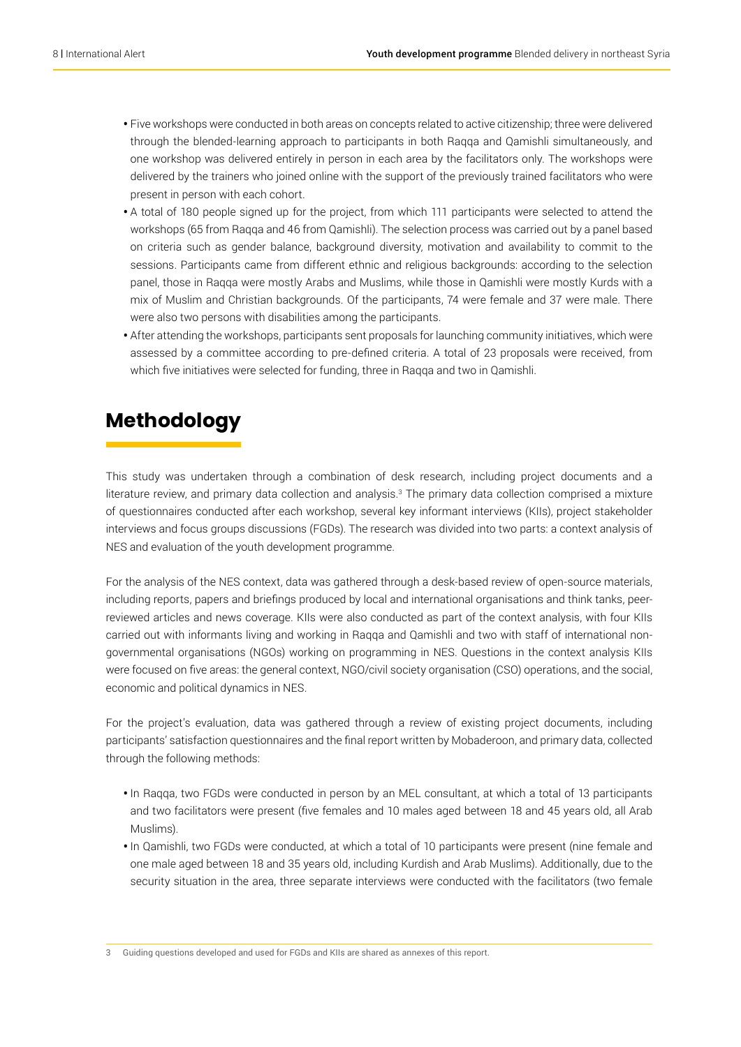- Five workshops were conducted in both areas on concepts related to active citizenship; three were delivered through the blended-learning approach to participants in both Raqqa and Qamishli simultaneously, and one workshop was delivered entirely in person in each area by the facilitators only. The workshops were delivered by the trainers who joined online with the support of the previously trained facilitators who were present in person with each cohort.
- A total of 180 people signed up for the project, from which 111 participants were selected to attend the workshops (65 from Raqqa and 46 from Qamishli). The selection process was carried out by a panel based on criteria such as gender balance, background diversity, motivation and availability to commit to the sessions. Participants came from different ethnic and religious backgrounds: according to the selection panel, those in Raqqa were mostly Arabs and Muslims, while those in Qamishli were mostly Kurds with a mix of Muslim and Christian backgrounds. Of the participants, 74 were female and 37 were male. There were also two persons with disabilities among the participants.
- After attending the workshops, participants sent proposals for launching community initiatives, which were assessed by a committee according to pre-defined criteria. A total of 23 proposals were received, from which five initiatives were selected for funding, three in Raqqa and two in Qamishli.

# Methodology

This study was undertaken through a combination of desk research, including project documents and a literature review, and primary data collection and analysis.[3] The primary data collection comprised a mixture of questionnaires conducted after each workshop, several key informant interviews (KIIs), project stakeholder interviews and focus groups discussions (FGDs). The research was divided into two parts: a context analysis of NES and evaluation of the youth development programme.

For the analysis of the NES context, data was gathered through a desk-based review of open-source materials, including reports, papers and briefings produced by local and international organisations and think tanks, peer-reviewed articles and news coverage. KIIs were also conducted as part of the context analysis, with four KIIs carried out with informants living and working in Raqqa and Qamishli and two with staff of international non-governmental organisations (NGOs) working on programming in NES. Questions in the context analysis KIIs were focused on five areas: the general context, NGO/civil society organisation (CSO) operations, and the social, economic and political dynamics in NES.

For the project's evaluation, data was gathered through a review of existing project documents, including participants' satisfaction questionnaires and the final report written by Mobaderoon, and primary data, collected through the following methods:

- In Raqqa, two FGDs were conducted in person by an MEL consultant, at which a total of 13 participants and two facilitators were present (five females and 10 males aged between 18 and 45 years old, all Arab Muslims).
- In Qamishli, two FGDs were conducted, at which a total of 10 participants were present (nine female and one male aged between 18 and 35 years old, including Kurdish and Arab Muslims). Additionally, due to the security situation in the area, three separate interviews were conducted with the facilitators (two female

3 Guiding questions developed and used for FGDs and KIIs are shared as annexes of this report.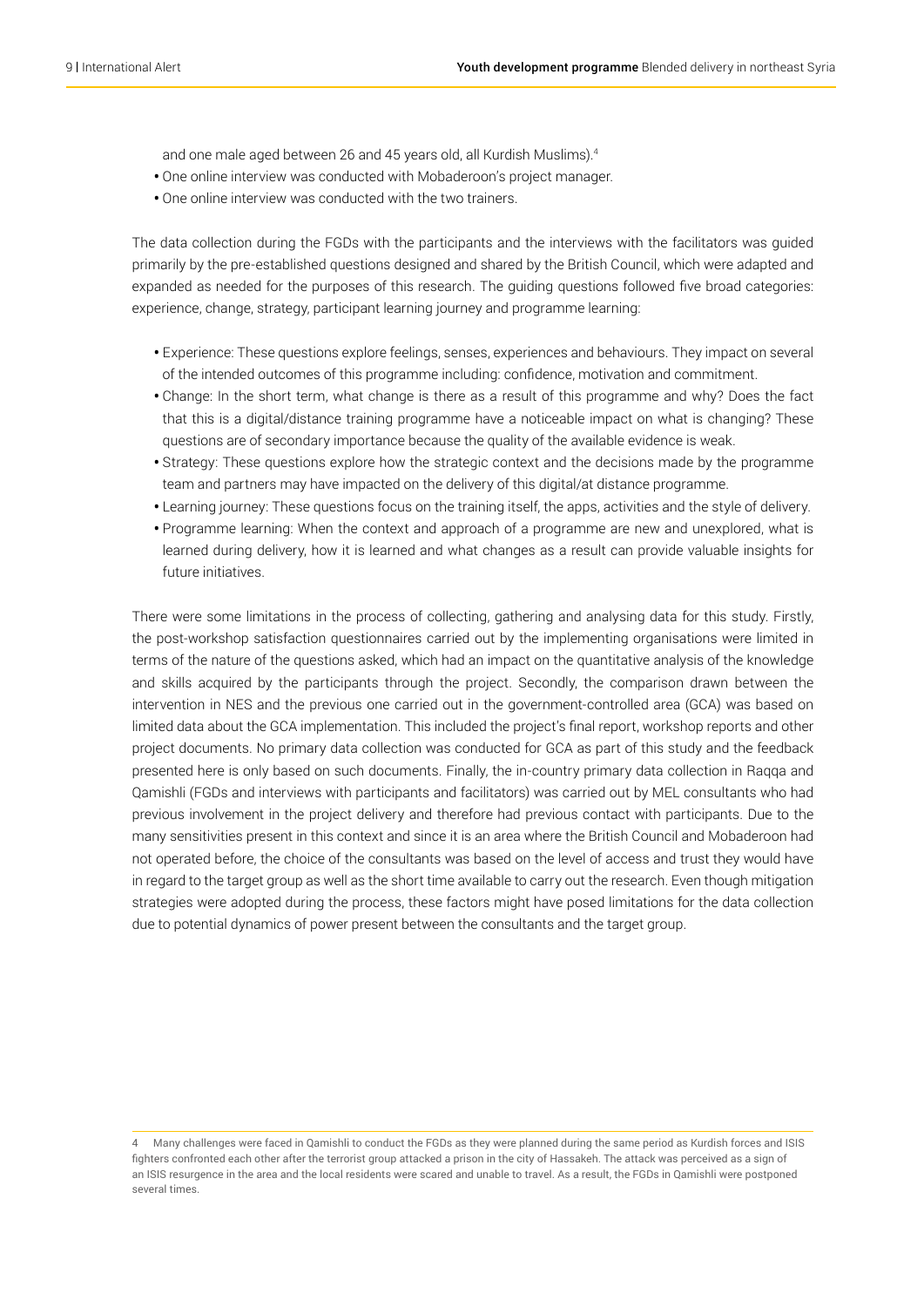and one male aged between 26 and 45 years old, all Kurdish Muslims).[4]
- One online interview was conducted with Mobaderoon's project manager.
- One online interview was conducted with the two trainers.

The data collection during the FGDs with the participants and the interviews with the facilitators was guided primarily by the pre-established questions designed and shared by the British Council, which were adapted and expanded as needed for the purposes of this research. The guiding questions followed five broad categories: experience, change, strategy, participant learning journey and programme learning:

- Experience: These questions explore feelings, senses, experiences and behaviours. They impact on several of the intended outcomes of this programme including: confidence, motivation and commitment.
- Change: In the short term, what change is there as a result of this programme and why? Does the fact that this is a digital/distance training programme have a noticeable impact on what is changing? These questions are of secondary importance because the quality of the available evidence is weak.
- Strategy: These questions explore how the strategic context and the decisions made by the programme team and partners may have impacted on the delivery of this digital/at distance programme.
- Learning journey: These questions focus on the training itself, the apps, activities and the style of delivery.
- Programme learning: When the context and approach of a programme are new and unexplored, what is learned during delivery, how it is learned and what changes as a result can provide valuable insights for future initiatives.

There were some limitations in the process of collecting, gathering and analysing data for this study. Firstly, the post-workshop satisfaction questionnaires carried out by the implementing organisations were limited in terms of the nature of the questions asked, which had an impact on the quantitative analysis of the knowledge and skills acquired by the participants through the project. Secondly, the comparison drawn between the intervention in NES and the previous one carried out in the government-controlled area (GCA) was based on limited data about the GCA implementation. This included the project's final report, workshop reports and other project documents. No primary data collection was conducted for GCA as part of this study and the feedback presented here is only based on such documents. Finally, the in-country primary data collection in Raqqa and Qamishli (FGDs and interviews with participants and facilitators) was carried out by MEL consultants who had previous involvement in the project delivery and therefore had previous contact with participants. Due to the many sensitivities present in this context and since it is an area where the British Council and Mobaderoon had not operated before, the choice of the consultants was based on the level of access and trust they would have in regard to the target group as well as the short time available to carry out the research. Even though mitigation strategies were adopted during the process, these factors might have posed limitations for the data collection due to potential dynamics of power present between the consultants and the target group.

---

4 Many challenges were faced in Qamishli to conduct the FGDs as they were planned during the same period as Kurdish forces and ISIS fighters confronted each other after the terrorist group attacked a prison in the city of Hassakeh. The attack was perceived as a sign of an ISIS resurgence in the area and the local residents were scared and unable to travel. As a result, the FGDs in Qamishli were postponed several times.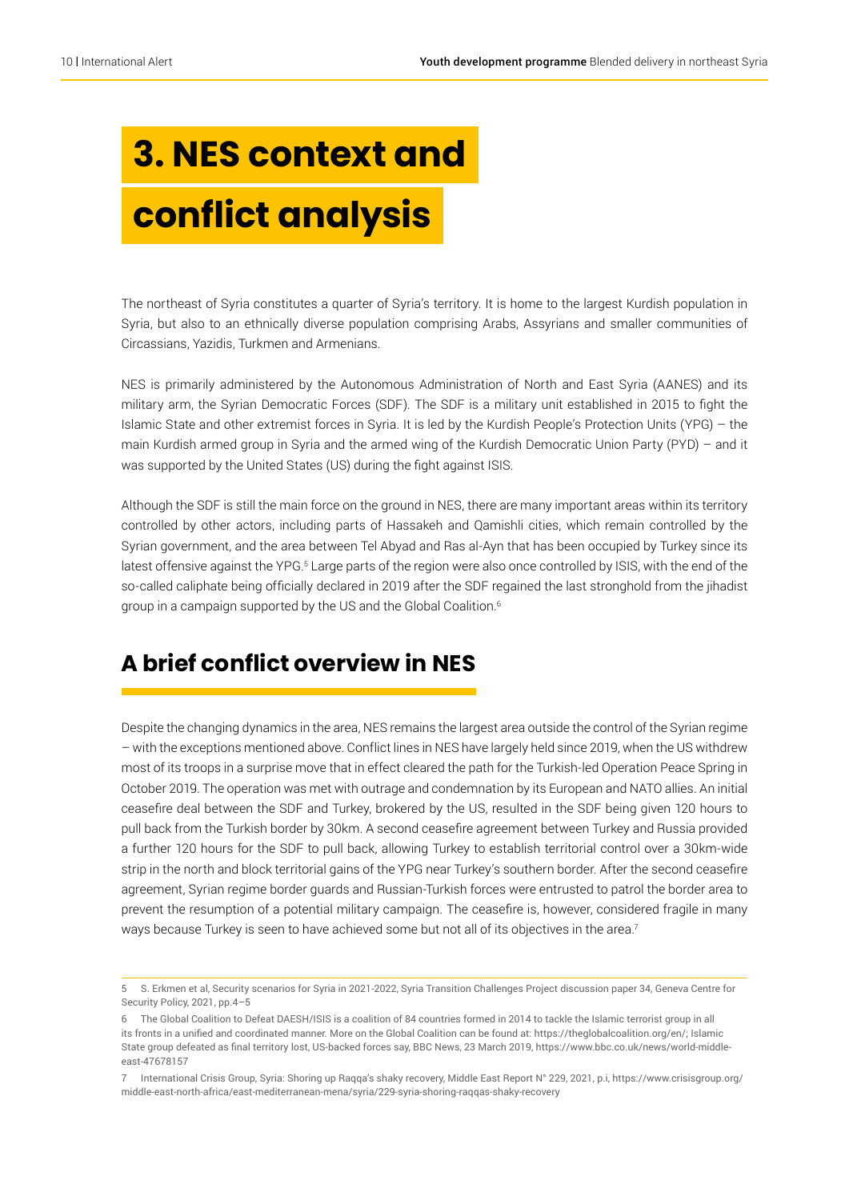# 3. NES context and conflict analysis

The northeast of Syria constitutes a quarter of Syria's territory. It is home to the largest Kurdish population in Syria, but also to an ethnically diverse population comprising Arabs, Assyrians and smaller communities of Circassians, Yazidis, Turkmen and Armenians.

NES is primarily administered by the Autonomous Administration of North and East Syria (AANES) and its military arm, the Syrian Democratic Forces (SDF). The SDF is a military unit established in 2015 to fight the Islamic State and other extremist forces in Syria. It is led by the Kurdish People's Protection Units (YPG) – the main Kurdish armed group in Syria and the armed wing of the Kurdish Democratic Union Party (PYD) – and it was supported by the United States (US) during the fight against ISIS.

Although the SDF is still the main force on the ground in NES, there are many important areas within its territory controlled by other actors, including parts of Hassakeh and Qamishli cities, which remain controlled by the Syrian government, and the area between Tel Abyad and Ras al-Ayn that has been occupied by Turkey since its latest offensive against the YPG.[5] Large parts of the region were also once controlled by ISIS, with the end of the so-called caliphate being officially declared in 2019 after the SDF regained the last stronghold from the jihadist group in a campaign supported by the US and the Global Coalition.[6]

## A brief conflict overview in NES

Despite the changing dynamics in the area, NES remains the largest area outside the control of the Syrian regime – with the exceptions mentioned above. Conflict lines in NES have largely held since 2019, when the US withdrew most of its troops in a surprise move that in effect cleared the path for the Turkish-led Operation Peace Spring in October 2019. The operation was met with outrage and condemnation by its European and NATO allies. An initial ceasefire deal between the SDF and Turkey, brokered by the US, resulted in the SDF being given 120 hours to pull back from the Turkish border by 30km. A second ceasefire agreement between Turkey and Russia provided a further 120 hours for the SDF to pull back, allowing Turkey to establish territorial control over a 30km-wide strip in the north and block territorial gains of the YPG near Turkey's southern border. After the second ceasefire agreement, Syrian regime border guards and Russian-Turkish forces were entrusted to patrol the border area to prevent the resumption of a potential military campaign. The ceasefire is, however, considered fragile in many ways because Turkey is seen to have achieved some but not all of its objectives in the area.[7]

---

5 S. Erkmen et al, Security scenarios for Syria in 2021-2022, Syria Transition Challenges Project discussion paper 34, Geneva Centre for Security Policy, 2021, pp.4–5

6 The Global Coalition to Defeat DAESH/ISIS is a coalition of 84 countries formed in 2014 to tackle the Islamic terrorist group in all its fronts in a unified and coordinated manner. More on the Global Coalition can be found at: https://theglobalcoalition.org/en/; Islamic State group defeated as final territory lost, US-backed forces say, BBC News, 23 March 2019, https://www.bbc.co.uk/news/world-middle-east-47678157

7 International Crisis Group, Syria: Shoring up Raqqa's shaky recovery, Middle East Report N° 229, 2021, p.i, https://www.crisisgroup.org/middle-east-north-africa/east-mediterranean-mena/syria/229-syria-shoring-raqqas-shaky-recovery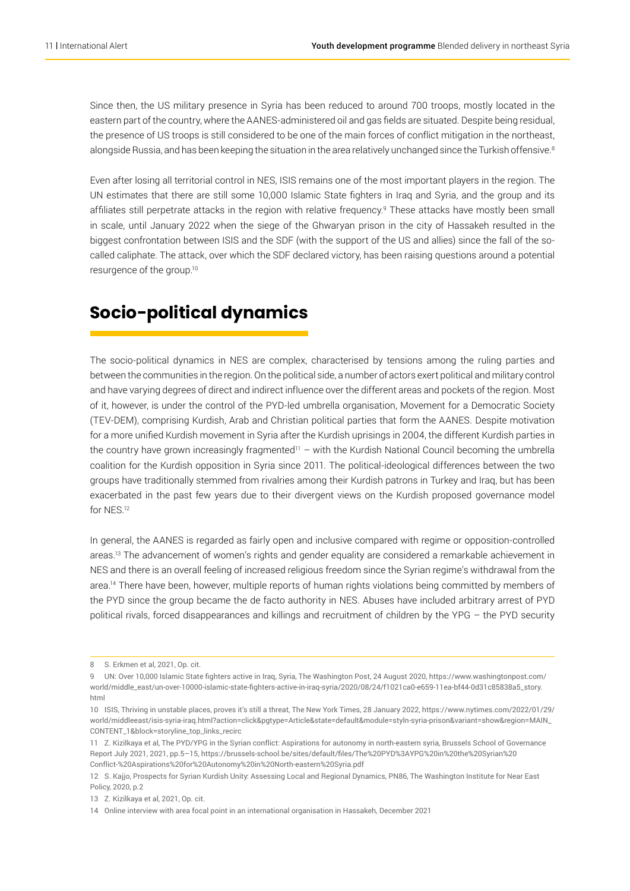Since then, the US military presence in Syria has been reduced to around 700 troops, mostly located in the eastern part of the country, where the AANES-administered oil and gas fields are situated. Despite being residual, the presence of US troops is still considered to be one of the main forces of conflict mitigation in the northeast, alongside Russia, and has been keeping the situation in the area relatively unchanged since the Turkish offensive.[8]

Even after losing all territorial control in NES, ISIS remains one of the most important players in the region. The UN estimates that there are still some 10,000 Islamic State fighters in Iraq and Syria, and the group and its affiliates still perpetrate attacks in the region with relative frequency.[9] These attacks have mostly been small in scale, until January 2022 when the siege of the Ghwaryan prison in the city of Hassakeh resulted in the biggest confrontation between ISIS and the SDF (with the support of the US and allies) since the fall of the so-called caliphate. The attack, over which the SDF declared victory, has been raising questions around a potential resurgence of the group.[10]

## Socio-political dynamics

The socio-political dynamics in NES are complex, characterised by tensions among the ruling parties and between the communities in the region. On the political side, a number of actors exert political and military control and have varying degrees of direct and indirect influence over the different areas and pockets of the region. Most of it, however, is under the control of the PYD-led umbrella organisation, Movement for a Democratic Society (TEV-DEM), comprising Kurdish, Arab and Christian political parties that form the AANES. Despite motivation for a more unified Kurdish movement in Syria after the Kurdish uprisings in 2004, the different Kurdish parties in the country have grown increasingly fragmented[11] – with the Kurdish National Council becoming the umbrella coalition for the Kurdish opposition in Syria since 2011. The political-ideological differences between the two groups have traditionally stemmed from rivalries among their Kurdish patrons in Turkey and Iraq, but has been exacerbated in the past few years due to their divergent views on the Kurdish proposed governance model for NES.[12]

In general, the AANES is regarded as fairly open and inclusive compared with regime or opposition-controlled areas.[13] The advancement of women's rights and gender equality are considered a remarkable achievement in NES and there is an overall feeling of increased religious freedom since the Syrian regime's withdrawal from the area.[14] There have been, however, multiple reports of human rights violations being committed by members of the PYD since the group became the de facto authority in NES. Abuses have included arbitrary arrest of PYD political rivals, forced disappearances and killings and recruitment of children by the YPG – the PYD security

---

8 S. Erkmen et al, 2021, Op. cit.

9 UN: Over 10,000 Islamic State fighters active in Iraq, Syria, The Washington Post, 24 August 2020, https://www.washingtonpost.com/world/middle_east/un-over-10000-islamic-state-fighters-active-in-iraq-syria/2020/08/24/f1021ca0-e659-11ea-bf44-0d31c85838a5_story.html

10 ISIS, Thriving in unstable places, proves it's still a threat, The New York Times, 28 January 2022, https://www.nytimes.com/2022/01/29/world/middleeast/isis-syria-iraq.html?action=click&pgtype=Article&state=default&module=styln-syria-prison&variant=show&region=MAIN_CONTENT_1&block=storyline_top_links_recirc

11 Z. Kizilkaya et al, The PYD/YPG in the Syrian conflict: Aspirations for autonomy in north-eastern syria, Brussels School of Governance Report July 2021, 2021, pp.5–15, https://brussels-school.be/sites/default/files/The%20PYD%3AYPG%20in%20the%20Syrian%20Conflict-%20Aspirations%20for%20Autonomy%20in%20North-eastern%20Syria.pdf

12 S. Kajjo, Prospects for Syrian Kurdish Unity: Assessing Local and Regional Dynamics, PN86, The Washington Institute for Near East Policy, 2020, p.2

13 Z. Kizilkaya et al, 2021, Op. cit.

14 Online interview with area focal point in an international organisation in Hassakeh, December 2021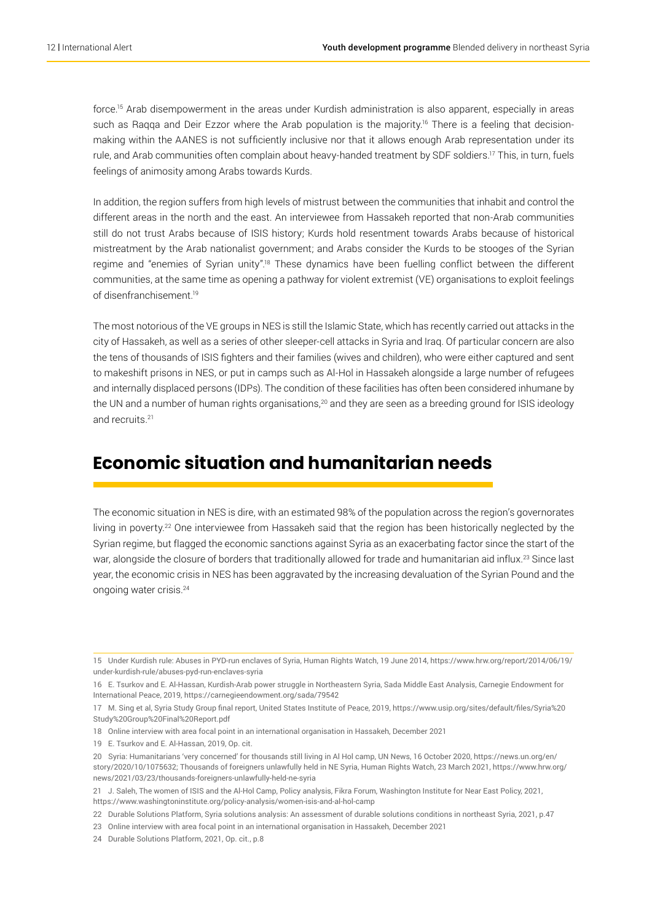force.[15] Arab disempowerment in the areas under Kurdish administration is also apparent, especially in areas such as Raqqa and Deir Ezzor where the Arab population is the majority.[16] There is a feeling that decision-making within the AANES is not sufficiently inclusive nor that it allows enough Arab representation under its rule, and Arab communities often complain about heavy-handed treatment by SDF soldiers.[17] This, in turn, fuels feelings of animosity among Arabs towards Kurds.

In addition, the region suffers from high levels of mistrust between the communities that inhabit and control the different areas in the north and the east. An interviewee from Hassakeh reported that non-Arab communities still do not trust Arabs because of ISIS history; Kurds hold resentment towards Arabs because of historical mistreatment by the Arab nationalist government; and Arabs consider the Kurds to be stooges of the Syrian regime and "enemies of Syrian unity".[18] These dynamics have been fuelling conflict between the different communities, at the same time as opening a pathway for violent extremist (VE) organisations to exploit feelings of disenfranchisement.[19]

The most notorious of the VE groups in NES is still the Islamic State, which has recently carried out attacks in the city of Hassakeh, as well as a series of other sleeper-cell attacks in Syria and Iraq. Of particular concern are also the tens of thousands of ISIS fighters and their families (wives and children), who were either captured and sent to makeshift prisons in NES, or put in camps such as Al-Hol in Hassakeh alongside a large number of refugees and internally displaced persons (IDPs). The condition of these facilities has often been considered inhumane by the UN and a number of human rights organisations,[20] and they are seen as a breeding ground for ISIS ideology and recruits.[21]

## Economic situation and humanitarian needs

The economic situation in NES is dire, with an estimated 98% of the population across the region's governorates living in poverty.[22] One interviewee from Hassakeh said that the region has been historically neglected by the Syrian regime, but flagged the economic sanctions against Syria as an exacerbating factor since the start of the war, alongside the closure of borders that traditionally allowed for trade and humanitarian aid influx.[23] Since last year, the economic crisis in NES has been aggravated by the increasing devaluation of the Syrian Pound and the ongoing water crisis.[24]

---

15 Under Kurdish rule: Abuses in PYD-run enclaves of Syria, Human Rights Watch, 19 June 2014, https://www.hrw.org/report/2014/06/19/under-kurdish-rule/abuses-pyd-run-enclaves-syria

16 E. Tsurkov and E. Al-Hassan, Kurdish-Arab power struggle in Northeastern Syria, Sada Middle East Analysis, Carnegie Endowment for International Peace, 2019, https://carnegieendowment.org/sada/79542

17 M. Sing et al, Syria Study Group final report, United States Institute of Peace, 2019, https://www.usip.org/sites/default/files/Syria%20Study%20Group%20Final%20Report.pdf

18 Online interview with area focal point in an international organisation in Hassakeh, December 2021

19 E. Tsurkov and E. Al-Hassan, 2019, Op. cit.

20 Syria: Humanitarians 'very concerned' for thousands still living in Al Hol camp, UN News, 16 October 2020, https://news.un.org/en/story/2020/10/1075632; Thousands of foreigners unlawfully held in NE Syria, Human Rights Watch, 23 March 2021, https://www.hrw.org/news/2021/03/23/thousands-foreigners-unlawfully-held-ne-syria

21 J. Saleh, The women of ISIS and the Al-Hol Camp, Policy analysis, Fikra Forum, Washington Institute for Near East Policy, 2021, https://www.washingtoninstitute.org/policy-analysis/women-isis-and-al-hol-camp

22 Durable Solutions Platform, Syria solutions analysis: An assessment of durable solutions conditions in northeast Syria, 2021, p.47

23 Online interview with area focal point in an international organisation in Hassakeh, December 2021

24 Durable Solutions Platform, 2021, Op. cit., p.8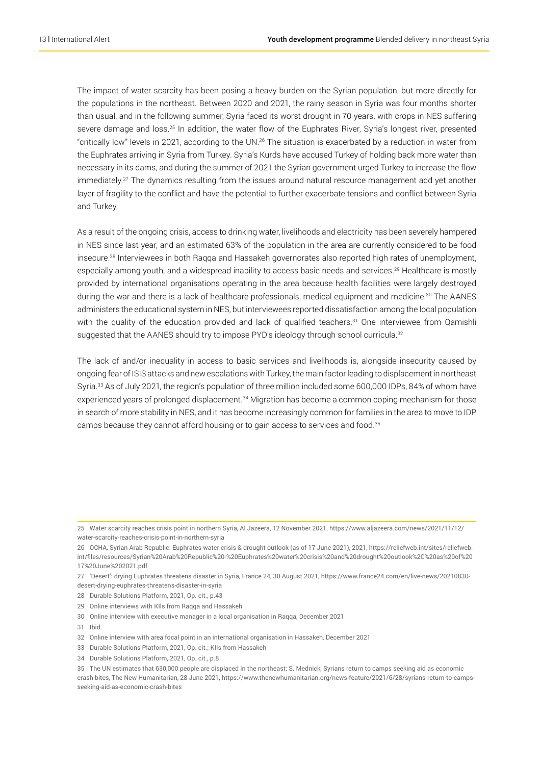The impact of water scarcity has been posing a heavy burden on the Syrian population, but more directly for the populations in the northeast. Between 2020 and 2021, the rainy season in Syria was four months shorter than usual, and in the following summer, Syria faced its worst drought in 70 years, with crops in NES suffering severe damage and loss.[25] In addition, the water flow of the Euphrates River, Syria's longest river, presented "critically low" levels in 2021, according to the UN.[26] The situation is exacerbated by a reduction in water from the Euphrates arriving in Syria from Turkey. Syria's Kurds have accused Turkey of holding back more water than necessary in its dams, and during the summer of 2021 the Syrian government urged Turkey to increase the flow immediately.[27] The dynamics resulting from the issues around natural resource management add yet another layer of fragility to the conflict and have the potential to further exacerbate tensions and conflict between Syria and Turkey.

As a result of the ongoing crisis, access to drinking water, livelihoods and electricity has been severely hampered in NES since last year, and an estimated 63% of the population in the area are currently considered to be food insecure.[28] Interviewees in both Raqqa and Hassakeh governorates also reported high rates of unemployment, especially among youth, and a widespread inability to access basic needs and services.[29] Healthcare is mostly provided by international organisations operating in the area because health facilities were largely destroyed during the war and there is a lack of healthcare professionals, medical equipment and medicine.[30] The AANES administers the educational system in NES, but interviewees reported dissatisfaction among the local population with the quality of the education provided and lack of qualified teachers.[31] One interviewee from Qamishli suggested that the AANES should try to impose PYD's ideology through school curricula.[32]

The lack of and/or inequality in access to basic services and livelihoods is, alongside insecurity caused by ongoing fear of ISIS attacks and new escalations with Turkey, the main factor leading to displacement in northeast Syria.[33] As of July 2021, the region's population of three million included some 600,000 IDPs, 84% of whom have experienced years of prolonged displacement.[34] Migration has become a common coping mechanism for those in search of more stability in NES, and it has become increasingly common for families in the area to move to IDP camps because they cannot afford housing or to gain access to services and food.[35]

---

25 Water scarcity reaches crisis point in northern Syria, Al Jazeera, 12 November 2021, https://www.aljazeera.com/news/2021/11/12/water-scarcity-reaches-crisis-point-in-northern-syria

26 OCHA, Syrian Arab Republic: Euphrates water crisis & drought outlook (as of 17 June 2021), 2021, https://reliefweb.int/sites/reliefweb.int/files/resources/Syrian%20Arab%20Republic%20-%20Euphrates%20water%20crisis%20and%20drought%20outlook%2C%20as%20of%2017%20June%202021.pdf

27 'Desert': drying Euphrates threatens disaster in Syria, France 24, 30 August 2021, https://www.france24.com/en/live-news/20210830-desert-drying-euphrates-threatens-disaster-in-syria

28 Durable Solutions Platform, 2021, Op. cit., p.43

29 Online interviews with KIIs from Raqqa and Hassakeh

30 Online interview with executive manager in a local organisation in Raqqa, December 2021

31 Ibid.

32 Online interview with area focal point in an international organisation in Hassakeh, December 2021

33 Durable Solutions Platform, 2021, Op. cit.; KIIs from Hassakeh

34 Durable Solutions Platform, 2021, Op. cit., p.8

35 The UN estimates that 630,000 people are displaced in the northeast; S. Mednick, Syrians return to camps seeking aid as economic crash bites, The New Humanitarian, 28 June 2021, https://www.thenewhumanitarian.org/news-feature/2021/6/28/syrians-return-to-camps-seeking-aid-as-economic-crash-bites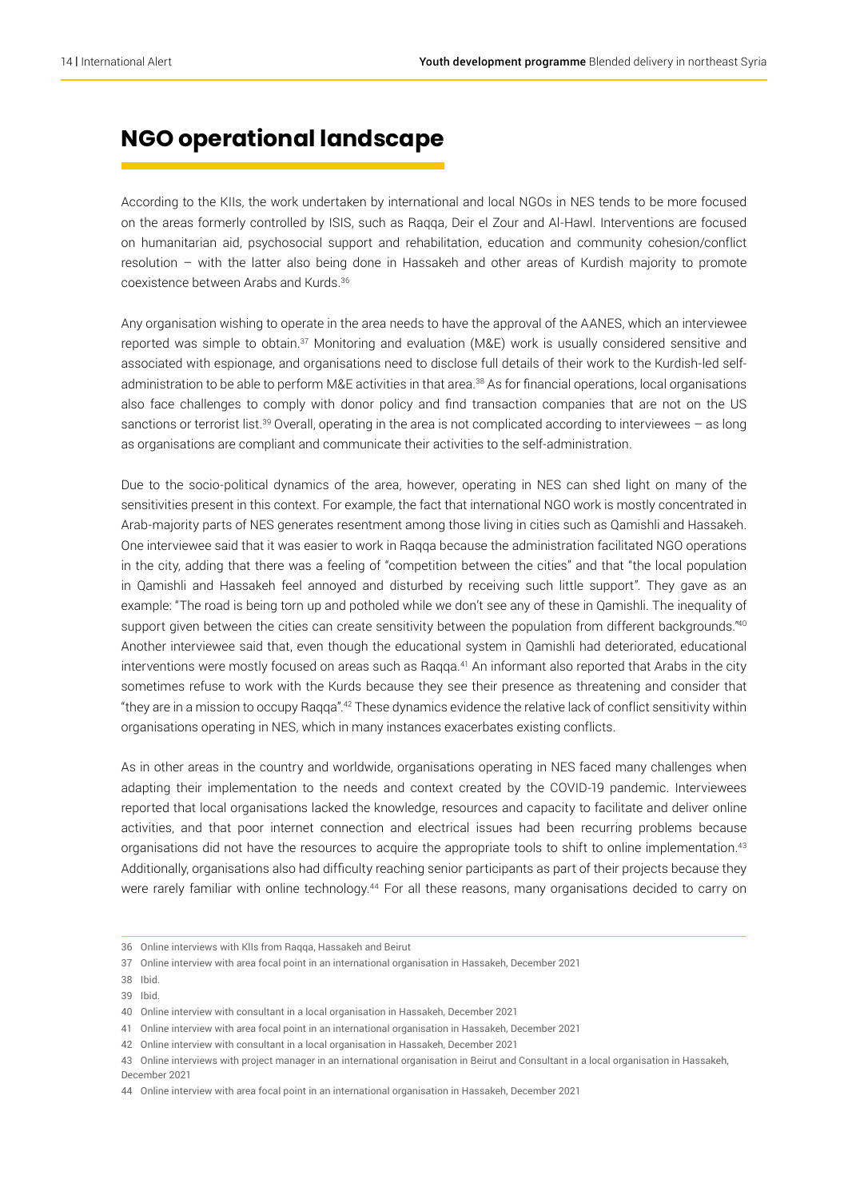## NGO operational landscape

According to the KIIs, the work undertaken by international and local NGOs in NES tends to be more focused on the areas formerly controlled by ISIS, such as Raqqa, Deir el Zour and Al-Hawl. Interventions are focused on humanitarian aid, psychosocial support and rehabilitation, education and community cohesion/conflict resolution – with the latter also being done in Hassakeh and other areas of Kurdish majority to promote coexistence between Arabs and Kurds.[36]

Any organisation wishing to operate in the area needs to have the approval of the AANES, which an interviewee reported was simple to obtain.[37] Monitoring and evaluation (M&E) work is usually considered sensitive and associated with espionage, and organisations need to disclose full details of their work to the Kurdish-led self-administration to be able to perform M&E activities in that area.[38] As for financial operations, local organisations also face challenges to comply with donor policy and find transaction companies that are not on the US sanctions or terrorist list.[39] Overall, operating in the area is not complicated according to interviewees – as long as organisations are compliant and communicate their activities to the self-administration.

Due to the socio-political dynamics of the area, however, operating in NES can shed light on many of the sensitivities present in this context. For example, the fact that international NGO work is mostly concentrated in Arab-majority parts of NES generates resentment among those living in cities such as Qamishli and Hassakeh. One interviewee said that it was easier to work in Raqqa because the administration facilitated NGO operations in the city, adding that there was a feeling of "competition between the cities" and that "the local population in Qamishli and Hassakeh feel annoyed and disturbed by receiving such little support". They gave as an example: "The road is being torn up and potholed while we don't see any of these in Qamishli. The inequality of support given between the cities can create sensitivity between the population from different backgrounds."[40] Another interviewee said that, even though the educational system in Qamishli had deteriorated, educational interventions were mostly focused on areas such as Raqqa.[41] An informant also reported that Arabs in the city sometimes refuse to work with the Kurds because they see their presence as threatening and consider that "they are in a mission to occupy Raqqa".[42] These dynamics evidence the relative lack of conflict sensitivity within organisations operating in NES, which in many instances exacerbates existing conflicts.

As in other areas in the country and worldwide, organisations operating in NES faced many challenges when adapting their implementation to the needs and context created by the COVID-19 pandemic. Interviewees reported that local organisations lacked the knowledge, resources and capacity to facilitate and deliver online activities, and that poor internet connection and electrical issues had been recurring problems because organisations did not have the resources to acquire the appropriate tools to shift to online implementation.[43] Additionally, organisations also had difficulty reaching senior participants as part of their projects because they were rarely familiar with online technology.[44] For all these reasons, many organisations decided to carry on

36 Online interviews with KIIs from Raqqa, Hassakeh and Beirut

37 Online interview with area focal point in an international organisation in Hassakeh, December 2021

38 Ibid.

39 Ibid.

40 Online interview with consultant in a local organisation in Hassakeh, December 2021

41 Online interview with area focal point in an international organisation in Hassakeh, December 2021

42 Online interview with consultant in a local organisation in Hassakeh, December 2021

43 Online interviews with project manager in an international organisation in Beirut and Consultant in a local organisation in Hassakeh, December 2021

44 Online interview with area focal point in an international organisation in Hassakeh, December 2021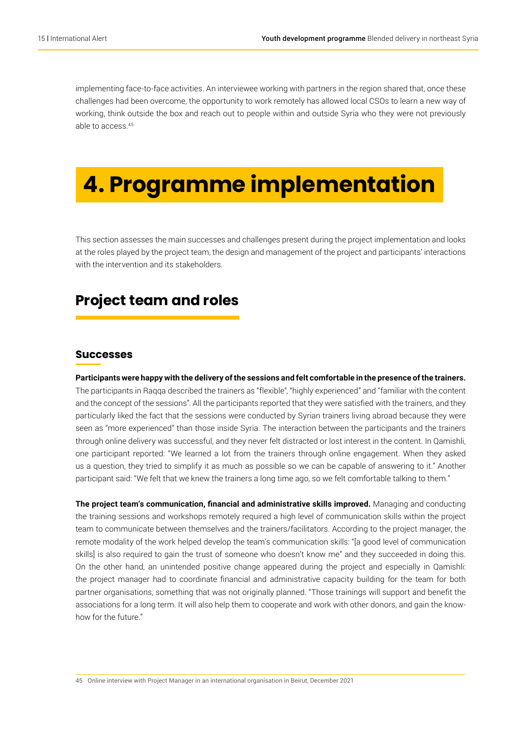implementing face-to-face activities. An interviewee working with partners in the region shared that, once these challenges had been overcome, the opportunity to work remotely has allowed local CSOs to learn a new way of working, think outside the box and reach out to people within and outside Syria who they were not previously able to access.[45]

# 4. Programme implementation

This section assesses the main successes and challenges present during the project implementation and looks at the roles played by the project team, the design and management of the project and participants' interactions with the intervention and its stakeholders.

## Project team and roles

### Successes

**Participants were happy with the delivery of the sessions and felt comfortable in the presence of the trainers.** The participants in Raqqa described the trainers as "flexible", "highly experienced" and "familiar with the content and the concept of the sessions". All the participants reported that they were satisfied with the trainers, and they particularly liked the fact that the sessions were conducted by Syrian trainers living abroad because they were seen as "more experienced" than those inside Syria. The interaction between the participants and the trainers through online delivery was successful, and they never felt distracted or lost interest in the content. In Qamishli, one participant reported: "We learned a lot from the trainers through online engagement. When they asked us a question, they tried to simplify it as much as possible so we can be capable of answering to it." Another participant said: "We felt that we knew the trainers a long time ago, so we felt comfortable talking to them."

**The project team's communication, financial and administrative skills improved.** Managing and conducting the training sessions and workshops remotely required a high level of communication skills within the project team to communicate between themselves and the trainers/facilitators. According to the project manager, the remote modality of the work helped develop the team's communication skills: "[a good level of communication skills] is also required to gain the trust of someone who doesn't know me" and they succeeded in doing this. On the other hand, an unintended positive change appeared during the project and especially in Qamishli: the project manager had to coordinate financial and administrative capacity building for the team for both partner organisations, something that was not originally planned. "Those trainings will support and benefit the associations for a long term. It will also help them to cooperate and work with other donors, and gain the know-how for the future."

45 Online interview with Project Manager in an international organisation in Beirut, December 2021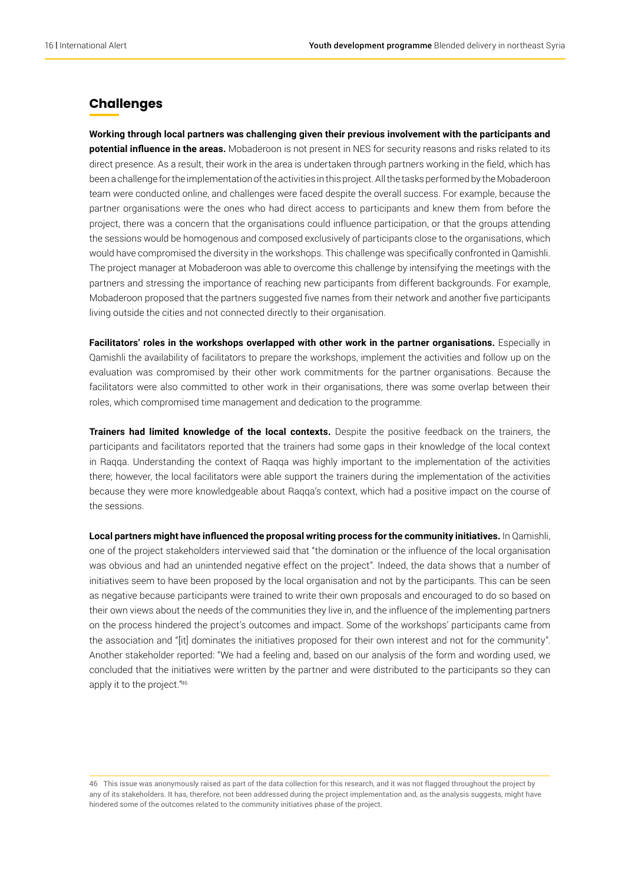## Challenges

**Working through local partners was challenging given their previous involvement with the participants and potential influence in the areas.** Mobaderoon is not present in NES for security reasons and risks related to its direct presence. As a result, their work in the area is undertaken through partners working in the field, which has been a challenge for the implementation of the activities in this project. All the tasks performed by the Mobaderoon team were conducted online, and challenges were faced despite the overall success. For example, because the partner organisations were the ones who had direct access to participants and knew them from before the project, there was a concern that the organisations could influence participation, or that the groups attending the sessions would be homogenous and composed exclusively of participants close to the organisations, which would have compromised the diversity in the workshops. This challenge was specifically confronted in Qamishli. The project manager at Mobaderoon was able to overcome this challenge by intensifying the meetings with the partners and stressing the importance of reaching new participants from different backgrounds. For example, Mobaderoon proposed that the partners suggested five names from their network and another five participants living outside the cities and not connected directly to their organisation.

**Facilitators' roles in the workshops overlapped with other work in the partner organisations.** Especially in Qamishli the availability of facilitators to prepare the workshops, implement the activities and follow up on the evaluation was compromised by their other work commitments for the partner organisations. Because the facilitators were also committed to other work in their organisations, there was some overlap between their roles, which compromised time management and dedication to the programme.

**Trainers had limited knowledge of the local contexts.** Despite the positive feedback on the trainers, the participants and facilitators reported that the trainers had some gaps in their knowledge of the local context in Raqqa. Understanding the context of Raqqa was highly important to the implementation of the activities there; however, the local facilitators were able support the trainers during the implementation of the activities because they were more knowledgeable about Raqqa's context, which had a positive impact on the course of the sessions.

**Local partners might have influenced the proposal writing process for the community initiatives.** In Qamishli, one of the project stakeholders interviewed said that "the domination or the influence of the local organisation was obvious and had an unintended negative effect on the project". Indeed, the data shows that a number of initiatives seem to have been proposed by the local organisation and not by the participants. This can be seen as negative because participants were trained to write their own proposals and encouraged to do so based on their own views about the needs of the communities they live in, and the influence of the implementing partners on the process hindered the project's outcomes and impact. Some of the workshops' participants came from the association and "[it] dominates the initiatives proposed for their own interest and not for the community". Another stakeholder reported: "We had a feeling and, based on our analysis of the form and wording used, we concluded that the initiatives were written by the partner and were distributed to the participants so they can apply it to the project."[46]

---

46 This issue was anonymously raised as part of the data collection for this research, and it was not flagged throughout the project by any of its stakeholders. It has, therefore, not been addressed during the project implementation and, as the analysis suggests, might have hindered some of the outcomes related to the community initiatives phase of the project.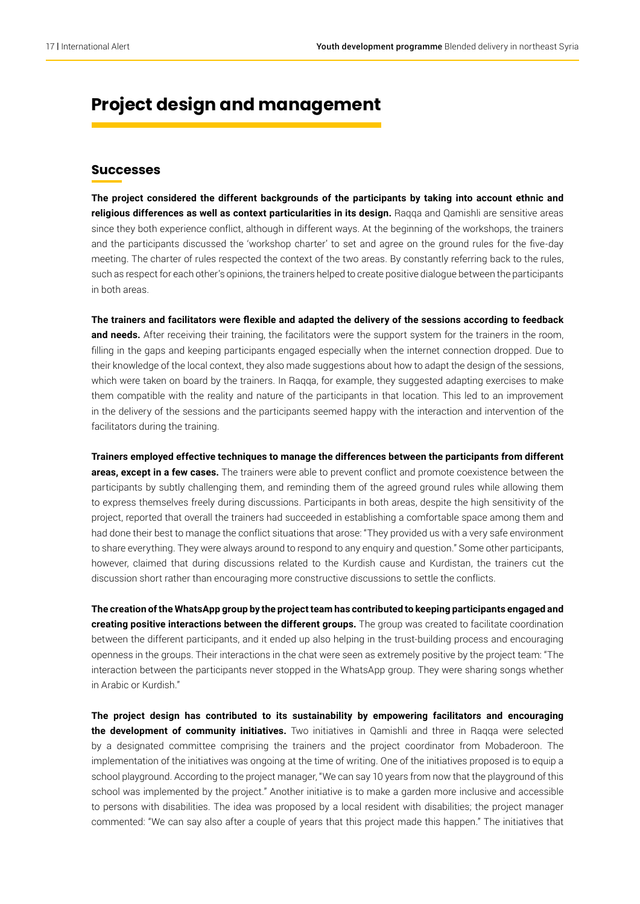# Project design and management

## Successes

**The project considered the different backgrounds of the participants by taking into account ethnic and religious differences as well as context particularities in its design.** Raqqa and Qamishli are sensitive areas since they both experience conflict, although in different ways. At the beginning of the workshops, the trainers and the participants discussed the 'workshop charter' to set and agree on the ground rules for the five-day meeting. The charter of rules respected the context of the two areas. By constantly referring back to the rules, such as respect for each other's opinions, the trainers helped to create positive dialogue between the participants in both areas.

**The trainers and facilitators were flexible and adapted the delivery of the sessions according to feedback and needs.** After receiving their training, the facilitators were the support system for the trainers in the room, filling in the gaps and keeping participants engaged especially when the internet connection dropped. Due to their knowledge of the local context, they also made suggestions about how to adapt the design of the sessions, which were taken on board by the trainers. In Raqqa, for example, they suggested adapting exercises to make them compatible with the reality and nature of the participants in that location. This led to an improvement in the delivery of the sessions and the participants seemed happy with the interaction and intervention of the facilitators during the training.

**Trainers employed effective techniques to manage the differences between the participants from different areas, except in a few cases.** The trainers were able to prevent conflict and promote coexistence between the participants by subtly challenging them, and reminding them of the agreed ground rules while allowing them to express themselves freely during discussions. Participants in both areas, despite the high sensitivity of the project, reported that overall the trainers had succeeded in establishing a comfortable space among them and had done their best to manage the conflict situations that arose: "They provided us with a very safe environment to share everything. They were always around to respond to any enquiry and question." Some other participants, however, claimed that during discussions related to the Kurdish cause and Kurdistan, the trainers cut the discussion short rather than encouraging more constructive discussions to settle the conflicts.

**The creation of the WhatsApp group by the project team has contributed to keeping participants engaged and creating positive interactions between the different groups.** The group was created to facilitate coordination between the different participants, and it ended up also helping in the trust-building process and encouraging openness in the groups. Their interactions in the chat were seen as extremely positive by the project team: "The interaction between the participants never stopped in the WhatsApp group. They were sharing songs whether in Arabic or Kurdish."

**The project design has contributed to its sustainability by empowering facilitators and encouraging the development of community initiatives.** Two initiatives in Qamishli and three in Raqqa were selected by a designated committee comprising the trainers and the project coordinator from Mobaderoon. The implementation of the initiatives was ongoing at the time of writing. One of the initiatives proposed is to equip a school playground. According to the project manager, "We can say 10 years from now that the playground of this school was implemented by the project." Another initiative is to make a garden more inclusive and accessible to persons with disabilities. The idea was proposed by a local resident with disabilities; the project manager commented: "We can say also after a couple of years that this project made this happen." The initiatives that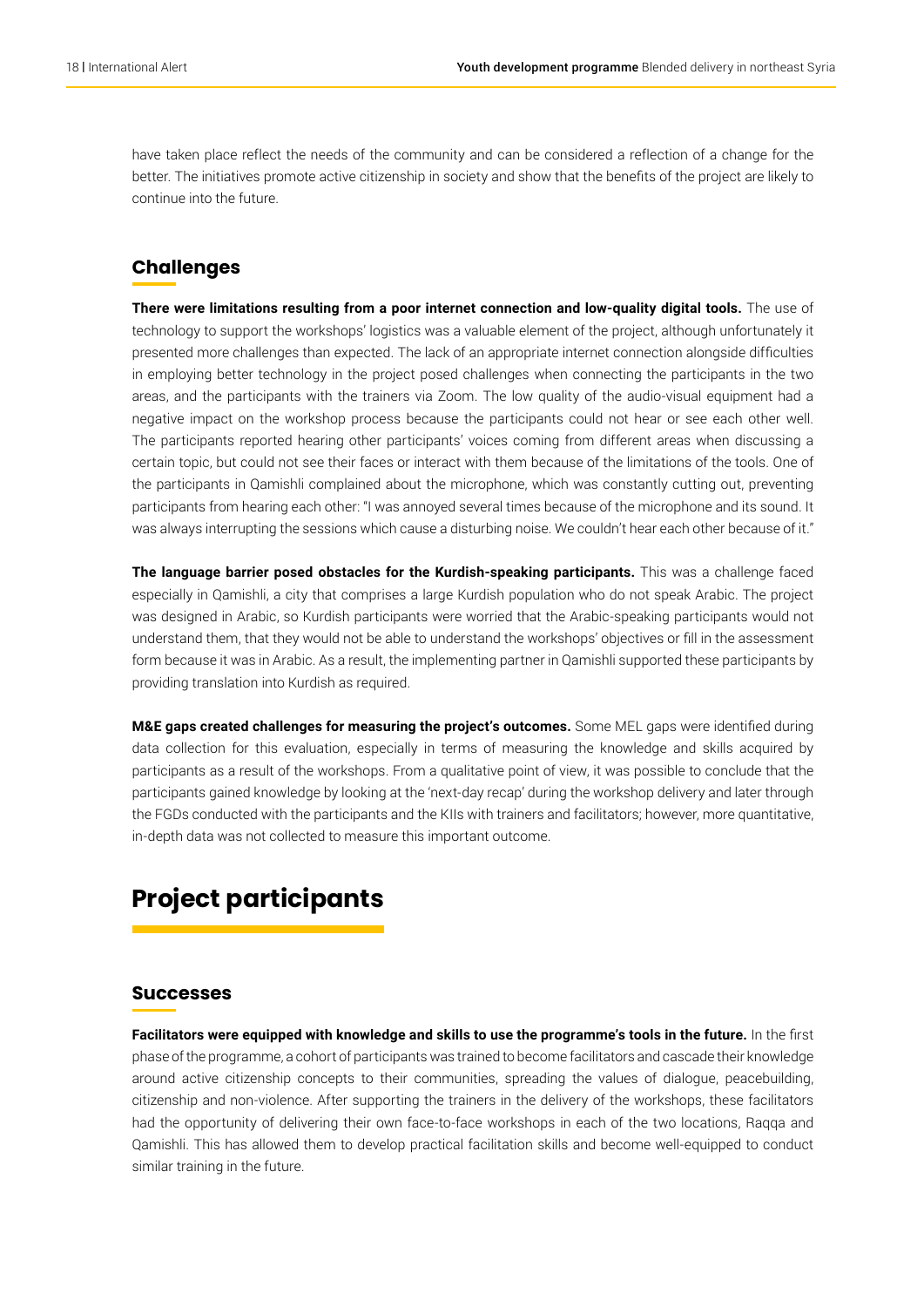have taken place reflect the needs of the community and can be considered a reflection of a change for the better. The initiatives promote active citizenship in society and show that the benefits of the project are likely to continue into the future.

### Challenges

**There were limitations resulting from a poor internet connection and low-quality digital tools.** The use of technology to support the workshops' logistics was a valuable element of the project, although unfortunately it presented more challenges than expected. The lack of an appropriate internet connection alongside difficulties in employing better technology in the project posed challenges when connecting the participants in the two areas, and the participants with the trainers via Zoom. The low quality of the audio-visual equipment had a negative impact on the workshop process because the participants could not hear or see each other well. The participants reported hearing other participants' voices coming from different areas when discussing a certain topic, but could not see their faces or interact with them because of the limitations of the tools. One of the participants in Qamishli complained about the microphone, which was constantly cutting out, preventing participants from hearing each other: "I was annoyed several times because of the microphone and its sound. It was always interrupting the sessions which cause a disturbing noise. We couldn't hear each other because of it."

**The language barrier posed obstacles for the Kurdish-speaking participants.** This was a challenge faced especially in Qamishli, a city that comprises a large Kurdish population who do not speak Arabic. The project was designed in Arabic, so Kurdish participants were worried that the Arabic-speaking participants would not understand them, that they would not be able to understand the workshops' objectives or fill in the assessment form because it was in Arabic. As a result, the implementing partner in Qamishli supported these participants by providing translation into Kurdish as required.

**M&E gaps created challenges for measuring the project's outcomes.** Some MEL gaps were identified during data collection for this evaluation, especially in terms of measuring the knowledge and skills acquired by participants as a result of the workshops. From a qualitative point of view, it was possible to conclude that the participants gained knowledge by looking at the 'next-day recap' during the workshop delivery and later through the FGDs conducted with the participants and the KIIs with trainers and facilitators; however, more quantitative, in-depth data was not collected to measure this important outcome.

## Project participants

### Successes

**Facilitators were equipped with knowledge and skills to use the programme's tools in the future.** In the first phase of the programme, a cohort of participants was trained to become facilitators and cascade their knowledge around active citizenship concepts to their communities, spreading the values of dialogue, peacebuilding, citizenship and non-violence. After supporting the trainers in the delivery of the workshops, these facilitators had the opportunity of delivering their own face-to-face workshops in each of the two locations, Raqqa and Qamishli. This has allowed them to develop practical facilitation skills and become well-equipped to conduct similar training in the future.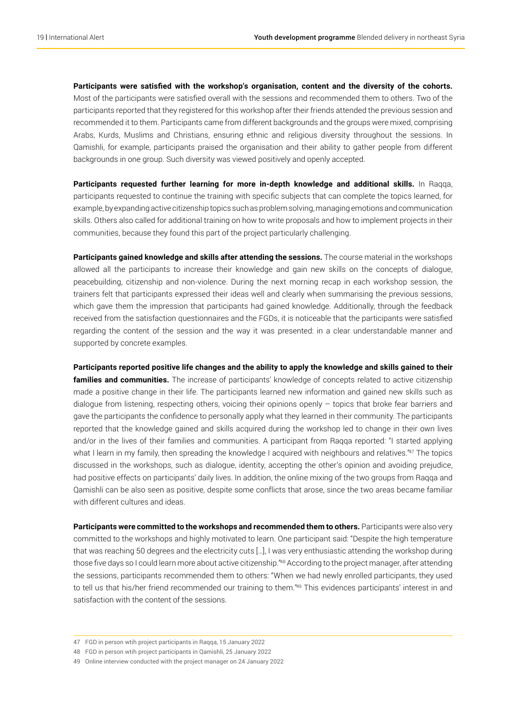**Participants were satisfied with the workshop's organisation, content and the diversity of the cohorts.** Most of the participants were satisfied overall with the sessions and recommended them to others. Two of the participants reported that they registered for this workshop after their friends attended the previous session and recommended it to them. Participants came from different backgrounds and the groups were mixed, comprising Arabs, Kurds, Muslims and Christians, ensuring ethnic and religious diversity throughout the sessions. In Qamishli, for example, participants praised the organisation and their ability to gather people from different backgrounds in one group. Such diversity was viewed positively and openly accepted.

**Participants requested further learning for more in-depth knowledge and additional skills.** In Raqqa, participants requested to continue the training with specific subjects that can complete the topics learned, for example, by expanding active citizenship topics such as problem solving, managing emotions and communication skills. Others also called for additional training on how to write proposals and how to implement projects in their communities, because they found this part of the project particularly challenging.

**Participants gained knowledge and skills after attending the sessions.** The course material in the workshops allowed all the participants to increase their knowledge and gain new skills on the concepts of dialogue, peacebuilding, citizenship and non-violence. During the next morning recap in each workshop session, the trainers felt that participants expressed their ideas well and clearly when summarising the previous sessions, which gave them the impression that participants had gained knowledge. Additionally, through the feedback received from the satisfaction questionnaires and the FGDs, it is noticeable that the participants were satisfied regarding the content of the session and the way it was presented: in a clear understandable manner and supported by concrete examples.

**Participants reported positive life changes and the ability to apply the knowledge and skills gained to their families and communities.** The increase of participants' knowledge of concepts related to active citizenship made a positive change in their life. The participants learned new information and gained new skills such as dialogue from listening, respecting others, voicing their opinions openly – topics that broke fear barriers and gave the participants the confidence to personally apply what they learned in their community. The participants reported that the knowledge gained and skills acquired during the workshop led to change in their own lives and/or in the lives of their families and communities. A participant from Raqqa reported: "I started applying what I learn in my family, then spreading the knowledge I acquired with neighbours and relatives."[47] The topics discussed in the workshops, such as dialogue, identity, accepting the other's opinion and avoiding prejudice, had positive effects on participants' daily lives. In addition, the online mixing of the two groups from Raqqa and Qamishli can be also seen as positive, despite some conflicts that arose, since the two areas became familiar with different cultures and ideas.

**Participants were committed to the workshops and recommended them to others.** Participants were also very committed to the workshops and highly motivated to learn. One participant said: "Despite the high temperature that was reaching 50 degrees and the electricity cuts […], I was very enthusiastic attending the workshop during those five days so I could learn more about active citizenship."[48] According to the project manager, after attending the sessions, participants recommended them to others: "When we had newly enrolled participants, they used to tell us that his/her friend recommended our training to them."[49] This evidences participants' interest in and satisfaction with the content of the sessions.

---

47 FGD in person wtih project participants in Raqqa, 15 January 2022

48 FGD in person wtih project participants in Qamishli, 25 January 2022

49 Online interview conducted with the project manager on 24 January 2022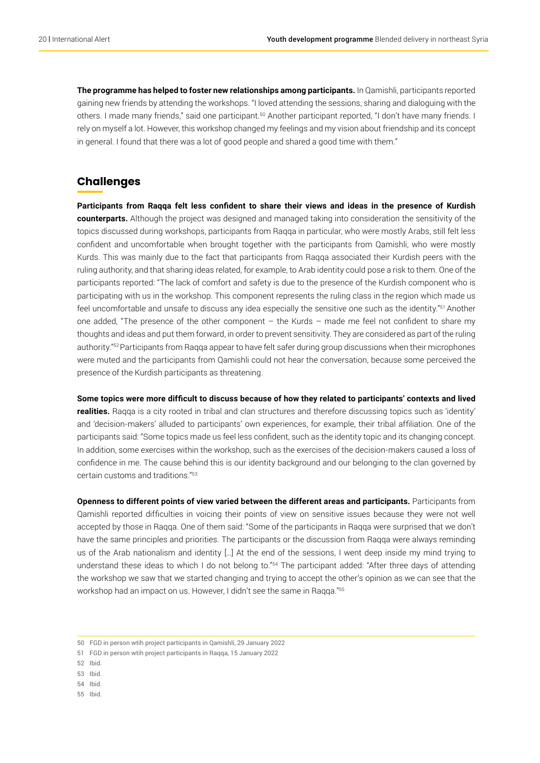**The programme has helped to foster new relationships among participants.** In Qamishli, participants reported gaining new friends by attending the workshops. "I loved attending the sessions, sharing and dialoguing with the others. I made many friends," said one participant.[50] Another participant reported, "I don't have many friends. I rely on myself a lot. However, this workshop changed my feelings and my vision about friendship and its concept in general. I found that there was a lot of good people and shared a good time with them."

## Challenges

**Participants from Raqqa felt less confident to share their views and ideas in the presence of Kurdish counterparts.** Although the project was designed and managed taking into consideration the sensitivity of the topics discussed during workshops, participants from Raqqa in particular, who were mostly Arabs, still felt less confident and uncomfortable when brought together with the participants from Qamishli, who were mostly Kurds. This was mainly due to the fact that participants from Raqqa associated their Kurdish peers with the ruling authority, and that sharing ideas related, for example, to Arab identity could pose a risk to them. One of the participants reported: "The lack of comfort and safety is due to the presence of the Kurdish component who is participating with us in the workshop. This component represents the ruling class in the region which made us feel uncomfortable and unsafe to discuss any idea especially the sensitive one such as the identity."[51] Another one added, "The presence of the other component – the Kurds – made me feel not confident to share my thoughts and ideas and put them forward, in order to prevent sensitivity. They are considered as part of the ruling authority."[52] Participants from Raqqa appear to have felt safer during group discussions when their microphones were muted and the participants from Qamishli could not hear the conversation, because some perceived the presence of the Kurdish participants as threatening.

**Some topics were more difficult to discuss because of how they related to participants' contexts and lived realities.** Raqqa is a city rooted in tribal and clan structures and therefore discussing topics such as 'identity' and 'decision-makers' alluded to participants' own experiences, for example, their tribal affiliation. One of the participants said: "Some topics made us feel less confident, such as the identity topic and its changing concept. In addition, some exercises within the workshop, such as the exercises of the decision-makers caused a loss of confidence in me. The cause behind this is our identity background and our belonging to the clan governed by certain customs and traditions."[53]

**Openness to different points of view varied between the different areas and participants.** Participants from Qamishli reported difficulties in voicing their points of view on sensitive issues because they were not well accepted by those in Raqqa. One of them said: "Some of the participants in Raqqa were surprised that we don't have the same principles and priorities. The participants or the discussion from Raqqa were always reminding us of the Arab nationalism and identity […] At the end of the sessions, I went deep inside my mind trying to understand these ideas to which I do not belong to."[54] The participant added: "After three days of attending the workshop we saw that we started changing and trying to accept the other's opinion as we can see that the workshop had an impact on us. However, I didn't see the same in Raqqa."[55]

---

50 FGD in person wtih project participants in Qamishli, 29 January 2022

51 FGD in person wtih project participants in Raqqa, 15 January 2022

52 Ibid.

53 Ibid.

54 Ibid.

55 Ibid.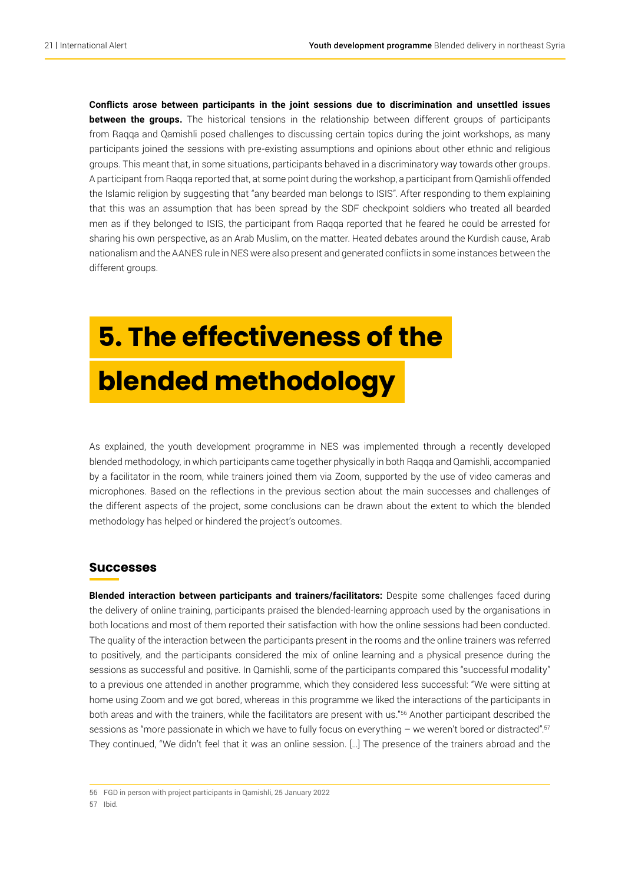**Conflicts arose between participants in the joint sessions due to discrimination and unsettled issues between the groups.** The historical tensions in the relationship between different groups of participants from Raqqa and Qamishli posed challenges to discussing certain topics during the joint workshops, as many participants joined the sessions with pre-existing assumptions and opinions about other ethnic and religious groups. This meant that, in some situations, participants behaved in a discriminatory way towards other groups. A participant from Raqqa reported that, at some point during the workshop, a participant from Qamishli offended the Islamic religion by suggesting that "any bearded man belongs to ISIS". After responding to them explaining that this was an assumption that has been spread by the SDF checkpoint soldiers who treated all bearded men as if they belonged to ISIS, the participant from Raqqa reported that he feared he could be arrested for sharing his own perspective, as an Arab Muslim, on the matter. Heated debates around the Kurdish cause, Arab nationalism and the AANES rule in NES were also present and generated conflicts in some instances between the different groups.

# 5. The effectiveness of the blended methodology

As explained, the youth development programme in NES was implemented through a recently developed blended methodology, in which participants came together physically in both Raqqa and Qamishli, accompanied by a facilitator in the room, while trainers joined them via Zoom, supported by the use of video cameras and microphones. Based on the reflections in the previous section about the main successes and challenges of the different aspects of the project, some conclusions can be drawn about the extent to which the blended methodology has helped or hindered the project's outcomes.

## Successes

**Blended interaction between participants and trainers/facilitators:** Despite some challenges faced during the delivery of online training, participants praised the blended-learning approach used by the organisations in both locations and most of them reported their satisfaction with how the online sessions had been conducted. The quality of the interaction between the participants present in the rooms and the online trainers was referred to positively, and the participants considered the mix of online learning and a physical presence during the sessions as successful and positive. In Qamishli, some of the participants compared this "successful modality" to a previous one attended in another programme, which they considered less successful: "We were sitting at home using Zoom and we got bored, whereas in this programme we liked the interactions of the participants in both areas and with the trainers, while the facilitators are present with us."[56] Another participant described the sessions as "more passionate in which we have to fully focus on everything – we weren't bored or distracted".[57] They continued, "We didn't feel that it was an online session. […] The presence of the trainers abroad and the

56 FGD in person with project participants in Qamishli, 25 January 2022

57 Ibid.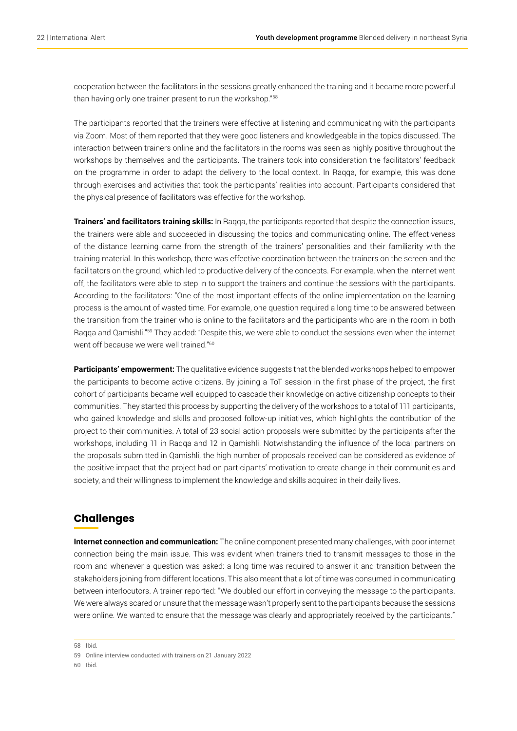cooperation between the facilitators in the sessions greatly enhanced the training and it became more powerful than having only one trainer present to run the workshop."[58]

The participants reported that the trainers were effective at listening and communicating with the participants via Zoom. Most of them reported that they were good listeners and knowledgeable in the topics discussed. The interaction between trainers online and the facilitators in the rooms was seen as highly positive throughout the workshops by themselves and the participants. The trainers took into consideration the facilitators' feedback on the programme in order to adapt the delivery to the local context. In Raqqa, for example, this was done through exercises and activities that took the participants' realities into account. Participants considered that the physical presence of facilitators was effective for the workshop.

**Trainers' and facilitators training skills:** In Raqqa, the participants reported that despite the connection issues, the trainers were able and succeeded in discussing the topics and communicating online. The effectiveness of the distance learning came from the strength of the trainers' personalities and their familiarity with the training material. In this workshop, there was effective coordination between the trainers on the screen and the facilitators on the ground, which led to productive delivery of the concepts. For example, when the internet went off, the facilitators were able to step in to support the trainers and continue the sessions with the participants. According to the facilitators: "One of the most important effects of the online implementation on the learning process is the amount of wasted time. For example, one question required a long time to be answered between the transition from the trainer who is online to the facilitators and the participants who are in the room in both Raqqa and Qamishli."[59] They added: "Despite this, we were able to conduct the sessions even when the internet went off because we were well trained."[60]

**Participants' empowerment:** The qualitative evidence suggests that the blended workshops helped to empower the participants to become active citizens. By joining a ToT session in the first phase of the project, the first cohort of participants became well equipped to cascade their knowledge on active citizenship concepts to their communities. They started this process by supporting the delivery of the workshops to a total of 111 participants, who gained knowledge and skills and proposed follow-up initiatives, which highlights the contribution of the project to their communities. A total of 23 social action proposals were submitted by the participants after the workshops, including 11 in Raqqa and 12 in Qamishli. Notwishstanding the influence of the local partners on the proposals submitted in Qamishli, the high number of proposals received can be considered as evidence of the positive impact that the project had on participants' motivation to create change in their communities and society, and their willingness to implement the knowledge and skills acquired in their daily lives.

## Challenges

**Internet connection and communication:** The online component presented many challenges, with poor internet connection being the main issue. This was evident when trainers tried to transmit messages to those in the room and whenever a question was asked: a long time was required to answer it and transition between the stakeholders joining from different locations. This also meant that a lot of time was consumed in communicating between interlocutors. A trainer reported: "We doubled our effort in conveying the message to the participants. We were always scared or unsure that the message wasn't properly sent to the participants because the sessions were online. We wanted to ensure that the message was clearly and appropriately received by the participants."

58 Ibid.

59 Online interview conducted with trainers on 21 January 2022

60 Ibid.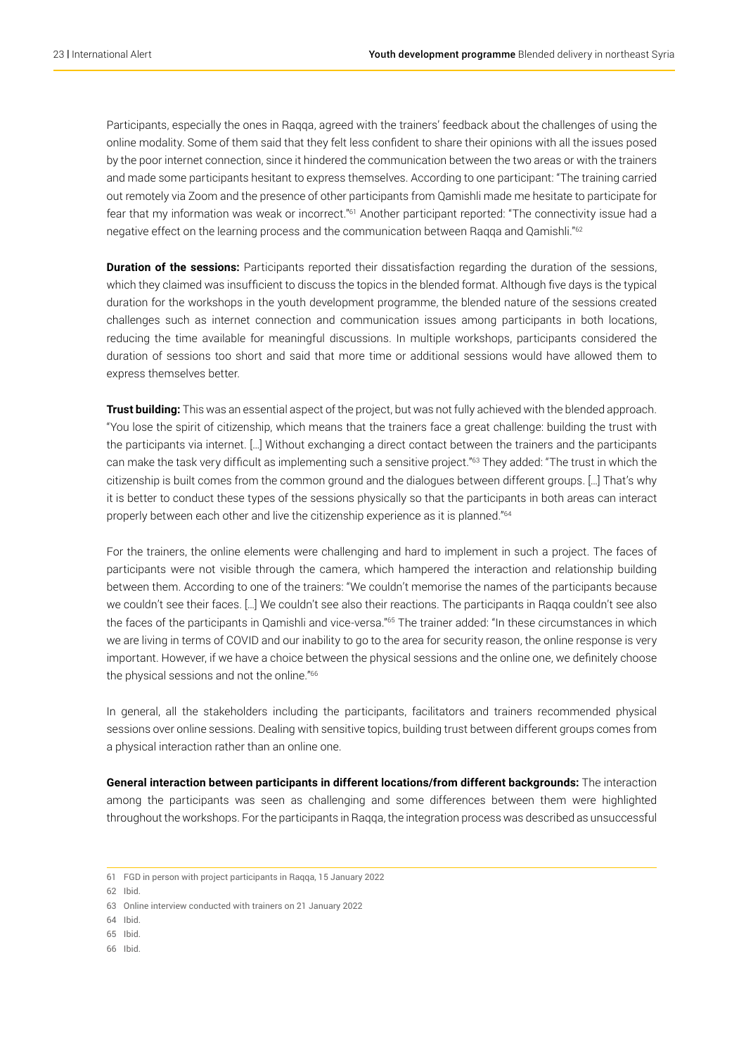Participants, especially the ones in Raqqa, agreed with the trainers' feedback about the challenges of using the online modality. Some of them said that they felt less confident to share their opinions with all the issues posed by the poor internet connection, since it hindered the communication between the two areas or with the trainers and made some participants hesitant to express themselves. According to one participant: "The training carried out remotely via Zoom and the presence of other participants from Qamishli made me hesitate to participate for fear that my information was weak or incorrect."[61] Another participant reported: "The connectivity issue had a negative effect on the learning process and the communication between Raqqa and Qamishli."[62]

**Duration of the sessions:** Participants reported their dissatisfaction regarding the duration of the sessions, which they claimed was insufficient to discuss the topics in the blended format. Although five days is the typical duration for the workshops in the youth development programme, the blended nature of the sessions created challenges such as internet connection and communication issues among participants in both locations, reducing the time available for meaningful discussions. In multiple workshops, participants considered the duration of sessions too short and said that more time or additional sessions would have allowed them to express themselves better.

**Trust building:** This was an essential aspect of the project, but was not fully achieved with the blended approach. "You lose the spirit of citizenship, which means that the trainers face a great challenge: building the trust with the participants via internet. […] Without exchanging a direct contact between the trainers and the participants can make the task very difficult as implementing such a sensitive project."[63] They added: "The trust in which the citizenship is built comes from the common ground and the dialogues between different groups. […] That's why it is better to conduct these types of the sessions physically so that the participants in both areas can interact properly between each other and live the citizenship experience as it is planned."[64]

For the trainers, the online elements were challenging and hard to implement in such a project. The faces of participants were not visible through the camera, which hampered the interaction and relationship building between them. According to one of the trainers: "We couldn't memorise the names of the participants because we couldn't see their faces. […] We couldn't see also their reactions. The participants in Raqqa couldn't see also the faces of the participants in Qamishli and vice-versa."[65] The trainer added: "In these circumstances in which we are living in terms of COVID and our inability to go to the area for security reason, the online response is very important. However, if we have a choice between the physical sessions and the online one, we definitely choose the physical sessions and not the online."[66]

In general, all the stakeholders including the participants, facilitators and trainers recommended physical sessions over online sessions. Dealing with sensitive topics, building trust between different groups comes from a physical interaction rather than an online one.

**General interaction between participants in different locations/from different backgrounds:** The interaction among the participants was seen as challenging and some differences between them were highlighted throughout the workshops. For the participants in Raqqa, the integration process was described as unsuccessful

---

61 FGD in person with project participants in Raqqa, 15 January 2022

62 Ibid.

63 Online interview conducted with trainers on 21 January 2022

64 Ibid.

65 Ibid.

66 Ibid.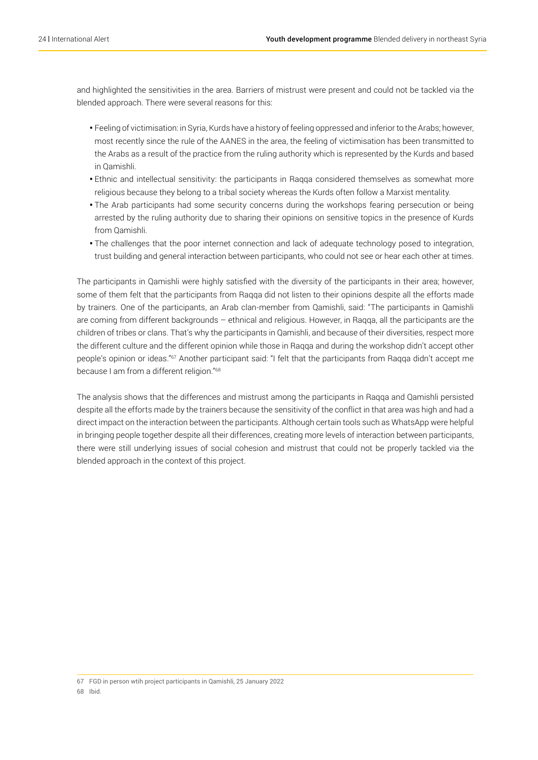and highlighted the sensitivities in the area. Barriers of mistrust were present and could not be tackled via the blended approach. There were several reasons for this:

- Feeling of victimisation: in Syria, Kurds have a history of feeling oppressed and inferior to the Arabs; however, most recently since the rule of the AANES in the area, the feeling of victimisation has been transmitted to the Arabs as a result of the practice from the ruling authority which is represented by the Kurds and based in Qamishli.
- Ethnic and intellectual sensitivity: the participants in Raqqa considered themselves as somewhat more religious because they belong to a tribal society whereas the Kurds often follow a Marxist mentality.
- The Arab participants had some security concerns during the workshops fearing persecution or being arrested by the ruling authority due to sharing their opinions on sensitive topics in the presence of Kurds from Qamishli.
- The challenges that the poor internet connection and lack of adequate technology posed to integration, trust building and general interaction between participants, who could not see or hear each other at times.

The participants in Qamishli were highly satisfied with the diversity of the participants in their area; however, some of them felt that the participants from Raqqa did not listen to their opinions despite all the efforts made by trainers. One of the participants, an Arab clan-member from Qamishli, said: "The participants in Qamishli are coming from different backgrounds – ethnical and religious. However, in Raqqa, all the participants are the children of tribes or clans. That's why the participants in Qamishli, and because of their diversities, respect more the different culture and the different opinion while those in Raqqa and during the workshop didn't accept other people's opinion or ideas."[67] Another participant said: "I felt that the participants from Raqqa didn't accept me because I am from a different religion."[68]

The analysis shows that the differences and mistrust among the participants in Raqqa and Qamishli persisted despite all the efforts made by the trainers because the sensitivity of the conflict in that area was high and had a direct impact on the interaction between the participants. Although certain tools such as WhatsApp were helpful in bringing people together despite all their differences, creating more levels of interaction between participants, there were still underlying issues of social cohesion and mistrust that could not be properly tackled via the blended approach in the context of this project.

67 FGD in person wtih project participants in Qamishli, 25 January 2022

68 Ibid.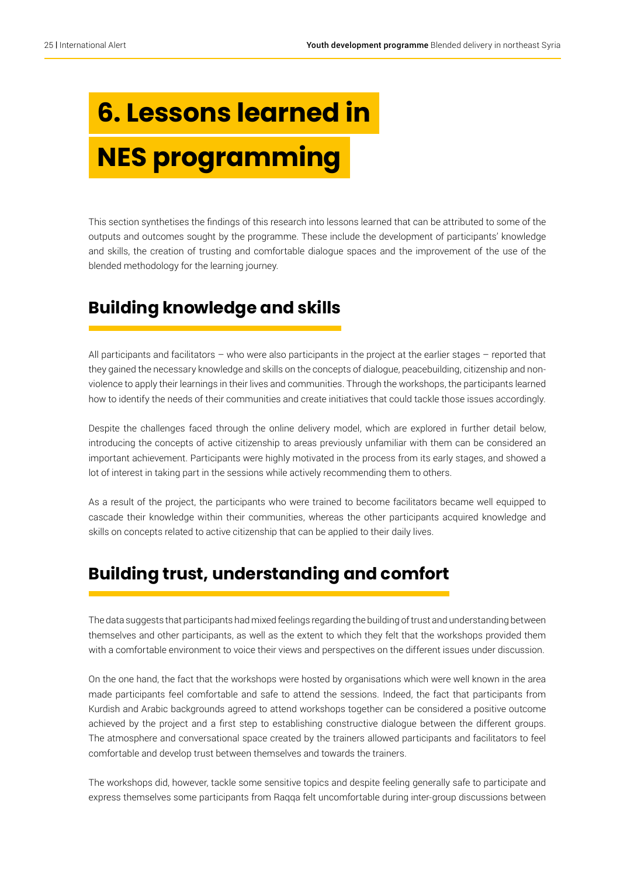# 6. Lessons learned in NES programming

This section synthetises the findings of this research into lessons learned that can be attributed to some of the outputs and outcomes sought by the programme. These include the development of participants' knowledge and skills, the creation of trusting and comfortable dialogue spaces and the improvement of the use of the blended methodology for the learning journey.

## Building knowledge and skills

All participants and facilitators – who were also participants in the project at the earlier stages – reported that they gained the necessary knowledge and skills on the concepts of dialogue, peacebuilding, citizenship and non-violence to apply their learnings in their lives and communities. Through the workshops, the participants learned how to identify the needs of their communities and create initiatives that could tackle those issues accordingly.

Despite the challenges faced through the online delivery model, which are explored in further detail below, introducing the concepts of active citizenship to areas previously unfamiliar with them can be considered an important achievement. Participants were highly motivated in the process from its early stages, and showed a lot of interest in taking part in the sessions while actively recommending them to others.

As a result of the project, the participants who were trained to become facilitators became well equipped to cascade their knowledge within their communities, whereas the other participants acquired knowledge and skills on concepts related to active citizenship that can be applied to their daily lives.

## Building trust, understanding and comfort

The data suggests that participants had mixed feelings regarding the building of trust and understanding between themselves and other participants, as well as the extent to which they felt that the workshops provided them with a comfortable environment to voice their views and perspectives on the different issues under discussion.

On the one hand, the fact that the workshops were hosted by organisations which were well known in the area made participants feel comfortable and safe to attend the sessions. Indeed, the fact that participants from Kurdish and Arabic backgrounds agreed to attend workshops together can be considered a positive outcome achieved by the project and a first step to establishing constructive dialogue between the different groups. The atmosphere and conversational space created by the trainers allowed participants and facilitators to feel comfortable and develop trust between themselves and towards the trainers.

The workshops did, however, tackle some sensitive topics and despite feeling generally safe to participate and express themselves some participants from Raqqa felt uncomfortable during inter-group discussions between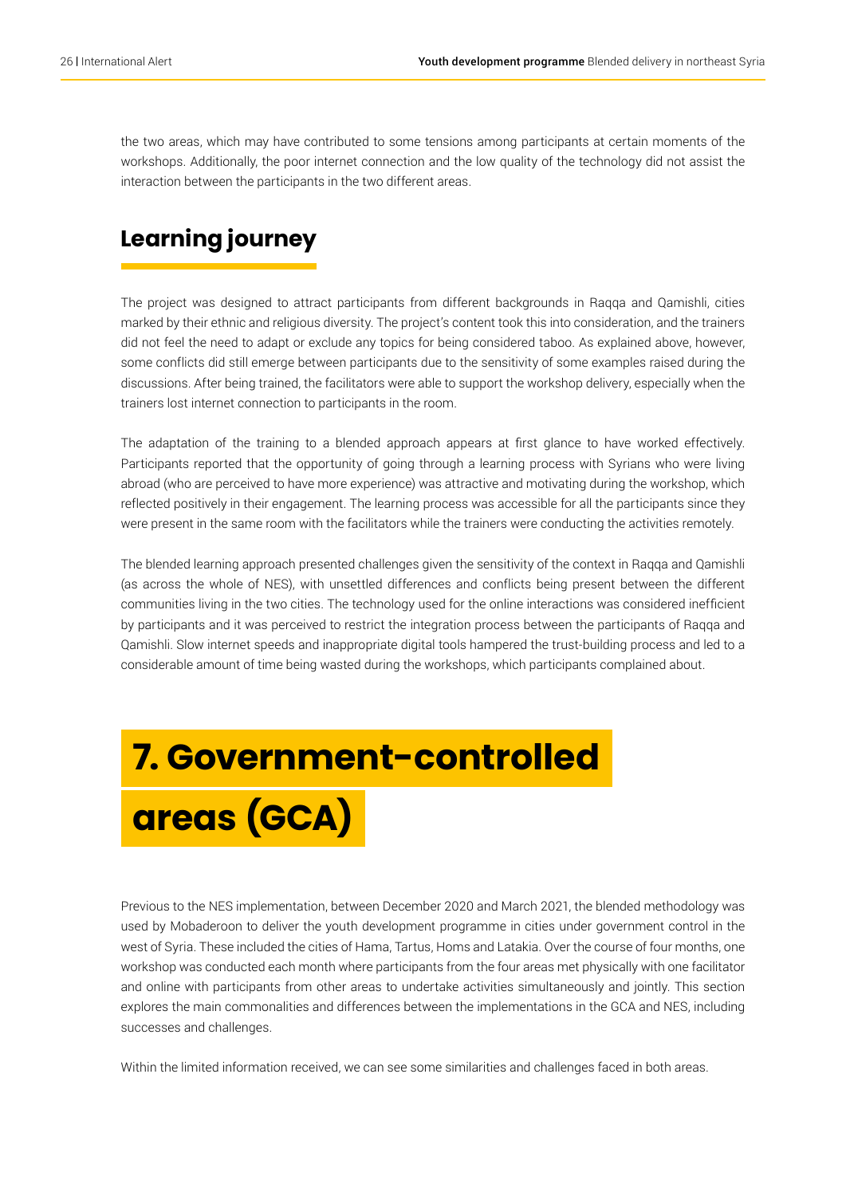the two areas, which may have contributed to some tensions among participants at certain moments of the workshops. Additionally, the poor internet connection and the low quality of the technology did not assist the interaction between the participants in the two different areas.

## Learning journey

The project was designed to attract participants from different backgrounds in Raqqa and Qamishli, cities marked by their ethnic and religious diversity. The project's content took this into consideration, and the trainers did not feel the need to adapt or exclude any topics for being considered taboo. As explained above, however, some conflicts did still emerge between participants due to the sensitivity of some examples raised during the discussions. After being trained, the facilitators were able to support the workshop delivery, especially when the trainers lost internet connection to participants in the room.

The adaptation of the training to a blended approach appears at first glance to have worked effectively. Participants reported that the opportunity of going through a learning process with Syrians who were living abroad (who are perceived to have more experience) was attractive and motivating during the workshop, which reflected positively in their engagement. The learning process was accessible for all the participants since they were present in the same room with the facilitators while the trainers were conducting the activities remotely.

The blended learning approach presented challenges given the sensitivity of the context in Raqqa and Qamishli (as across the whole of NES), with unsettled differences and conflicts being present between the different communities living in the two cities. The technology used for the online interactions was considered inefficient by participants and it was perceived to restrict the integration process between the participants of Raqqa and Qamishli. Slow internet speeds and inappropriate digital tools hampered the trust-building process and led to a considerable amount of time being wasted during the workshops, which participants complained about.

# 7. Government-controlled areas (GCA)

Previous to the NES implementation, between December 2020 and March 2021, the blended methodology was used by Mobaderoon to deliver the youth development programme in cities under government control in the west of Syria. These included the cities of Hama, Tartus, Homs and Latakia. Over the course of four months, one workshop was conducted each month where participants from the four areas met physically with one facilitator and online with participants from other areas to undertake activities simultaneously and jointly. This section explores the main commonalities and differences between the implementations in the GCA and NES, including successes and challenges.

Within the limited information received, we can see some similarities and challenges faced in both areas.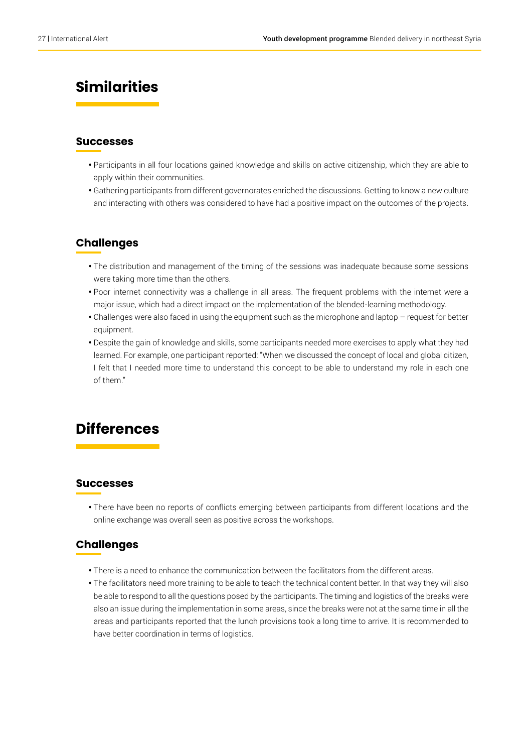## Similarities

### Successes

- Participants in all four locations gained knowledge and skills on active citizenship, which they are able to apply within their communities.
- Gathering participants from different governorates enriched the discussions. Getting to know a new culture and interacting with others was considered to have had a positive impact on the outcomes of the projects.

### Challenges

- The distribution and management of the timing of the sessions was inadequate because some sessions were taking more time than the others.
- Poor internet connectivity was a challenge in all areas. The frequent problems with the internet were a major issue, which had a direct impact on the implementation of the blended-learning methodology.
- Challenges were also faced in using the equipment such as the microphone and laptop – request for better equipment.
- Despite the gain of knowledge and skills, some participants needed more exercises to apply what they had learned. For example, one participant reported: "When we discussed the concept of local and global citizen, I felt that I needed more time to understand this concept to be able to understand my role in each one of them."

## Differences

### Successes

- There have been no reports of conflicts emerging between participants from different locations and the online exchange was overall seen as positive across the workshops.

### Challenges

- There is a need to enhance the communication between the facilitators from the different areas.
- The facilitators need more training to be able to teach the technical content better. In that way they will also be able to respond to all the questions posed by the participants. The timing and logistics of the breaks were also an issue during the implementation in some areas, since the breaks were not at the same time in all the areas and participants reported that the lunch provisions took a long time to arrive. It is recommended to have better coordination in terms of logistics.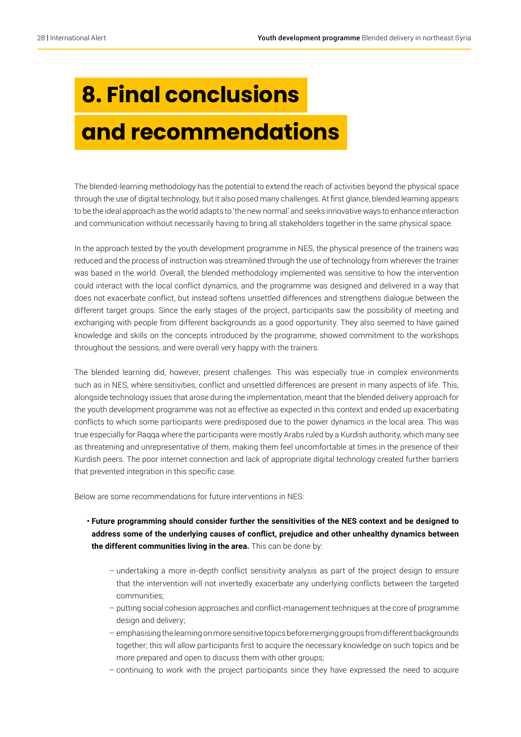# 8. Final conclusions and recommendations

The blended-learning methodology has the potential to extend the reach of activities beyond the physical space through the use of digital technology, but it also posed many challenges. At first glance, blended learning appears to be the ideal approach as the world adapts to 'the new normal' and seeks innovative ways to enhance interaction and communication without necessarily having to bring all stakeholders together in the same physical space.

In the approach tested by the youth development programme in NES, the physical presence of the trainers was reduced and the process of instruction was streamlined through the use of technology from wherever the trainer was based in the world. Overall, the blended methodology implemented was sensitive to how the intervention could interact with the local conflict dynamics, and the programme was designed and delivered in a way that does not exacerbate conflict, but instead softens unsettled differences and strengthens dialogue between the different target groups. Since the early stages of the project, participants saw the possibility of meeting and exchanging with people from different backgrounds as a good opportunity. They also seemed to have gained knowledge and skills on the concepts introduced by the programme, showed commitment to the workshops throughout the sessions, and were overall very happy with the trainers.

The blended learning did, however, present challenges. This was especially true in complex environments such as in NES, where sensitivities, conflict and unsettled differences are present in many aspects of life. This, alongside technology issues that arose during the implementation, meant that the blended delivery approach for the youth development programme was not as effective as expected in this context and ended up exacerbating conflicts to which some participants were predisposed due to the power dynamics in the local area. This was true especially for Raqqa where the participants were mostly Arabs ruled by a Kurdish authority, which many see as threatening and unrepresentative of them, making them feel uncomfortable at times in the presence of their Kurdish peers. The poor internet connection and lack of appropriate digital technology created further barriers that prevented integration in this specific case.

Below are some recommendations for future interventions in NES:

- **Future programming should consider further the sensitivities of the NES context and be designed to address some of the underlying causes of conflict, prejudice and other unhealthy dynamics between the different communities living in the area.** This can be done by:
  - undertaking a more in-depth conflict sensitivity analysis as part of the project design to ensure that the intervention will not invertedly exacerbate any underlying conflicts between the targeted communities;
  - putting social cohesion approaches and conflict-management techniques at the core of programme design and delivery;
  - emphasising the learning on more sensitive topics before merging groups from different backgrounds together; this will allow participants first to acquire the necessary knowledge on such topics and be more prepared and open to discuss them with other groups;
  - continuing to work with the project participants since they have expressed the need to acquire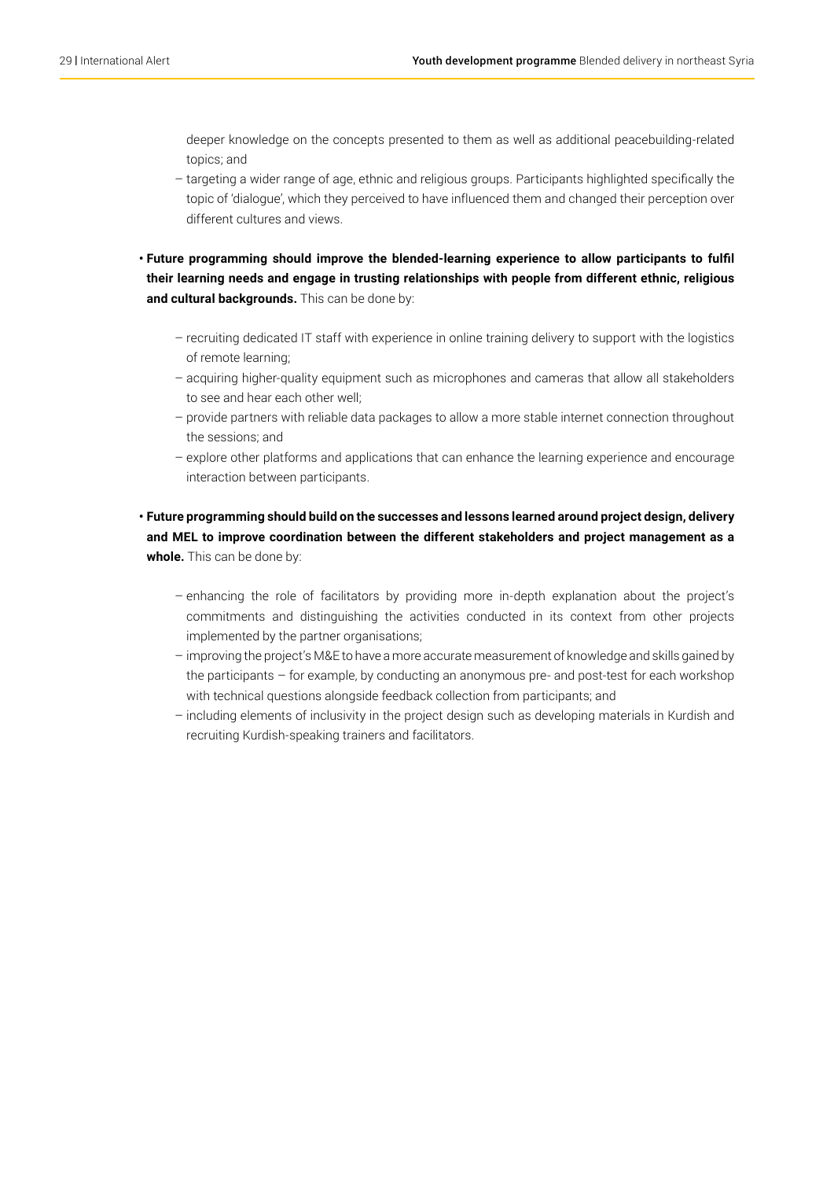deeper knowledge on the concepts presented to them as well as additional peacebuilding-related topics; and
  – targeting a wider range of age, ethnic and religious groups. Participants highlighted specifically the topic of 'dialogue', which they perceived to have influenced them and changed their perception over different cultures and views.

- **Future programming should improve the blended-learning experience to allow participants to fulfil their learning needs and engage in trusting relationships with people from different ethnic, religious and cultural backgrounds.** This can be done by:

  – recruiting dedicated IT staff with experience in online training delivery to support with the logistics of remote learning;
  – acquiring higher-quality equipment such as microphones and cameras that allow all stakeholders to see and hear each other well;
  – provide partners with reliable data packages to allow a more stable internet connection throughout the sessions; and
  – explore other platforms and applications that can enhance the learning experience and encourage interaction between participants.

- **Future programming should build on the successes and lessons learned around project design, delivery and MEL to improve coordination between the different stakeholders and project management as a whole.** This can be done by:

  – enhancing the role of facilitators by providing more in-depth explanation about the project's commitments and distinguishing the activities conducted in its context from other projects implemented by the partner organisations;
  – improving the project's M&E to have a more accurate measurement of knowledge and skills gained by the participants – for example, by conducting an anonymous pre- and post-test for each workshop with technical questions alongside feedback collection from participants; and
  – including elements of inclusivity in the project design such as developing materials in Kurdish and recruiting Kurdish-speaking trainers and facilitators.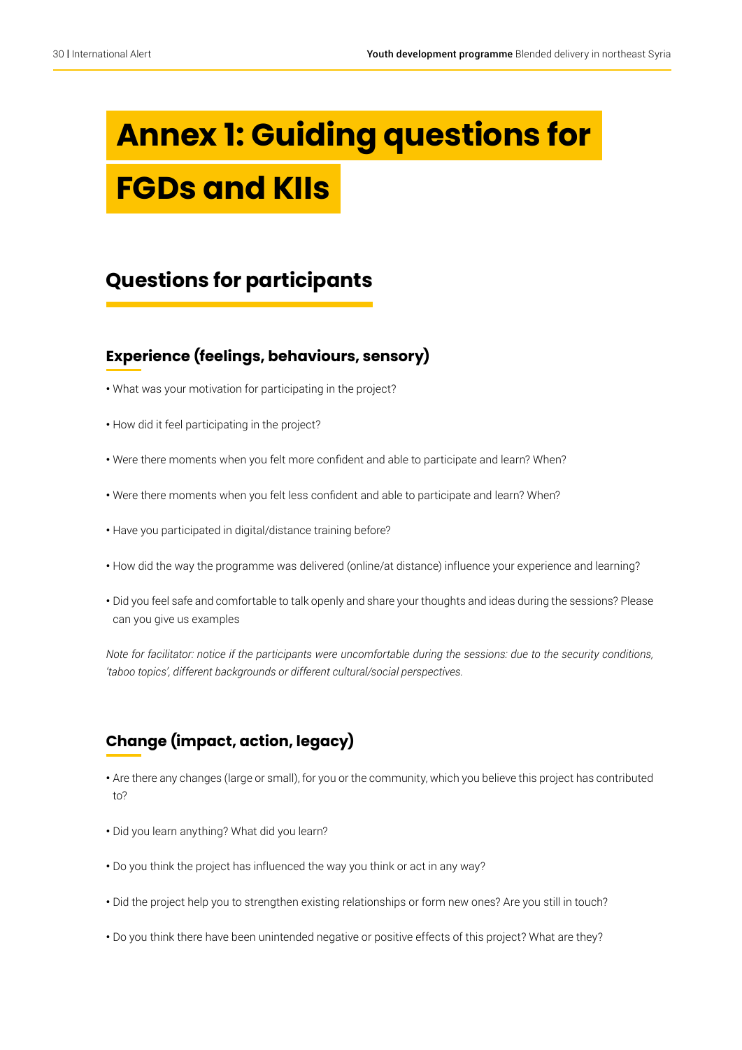# Annex 1: Guiding questions for FGDs and KIIs

## Questions for participants

### Experience (feelings, behaviours, sensory)

- What was your motivation for participating in the project?
- How did it feel participating in the project?
- Were there moments when you felt more confident and able to participate and learn? When?
- Were there moments when you felt less confident and able to participate and learn? When?
- Have you participated in digital/distance training before?
- How did the way the programme was delivered (online/at distance) influence your experience and learning?
- Did you feel safe and comfortable to talk openly and share your thoughts and ideas during the sessions? Please can you give us examples

*Note for facilitator: notice if the participants were uncomfortable during the sessions: due to the security conditions, 'taboo topics', different backgrounds or different cultural/social perspectives.*

### Change (impact, action, legacy)

- Are there any changes (large or small), for you or the community, which you believe this project has contributed to?
- Did you learn anything? What did you learn?
- Do you think the project has influenced the way you think or act in any way?
- Did the project help you to strengthen existing relationships or form new ones? Are you still in touch?
- Do you think there have been unintended negative or positive effects of this project? What are they?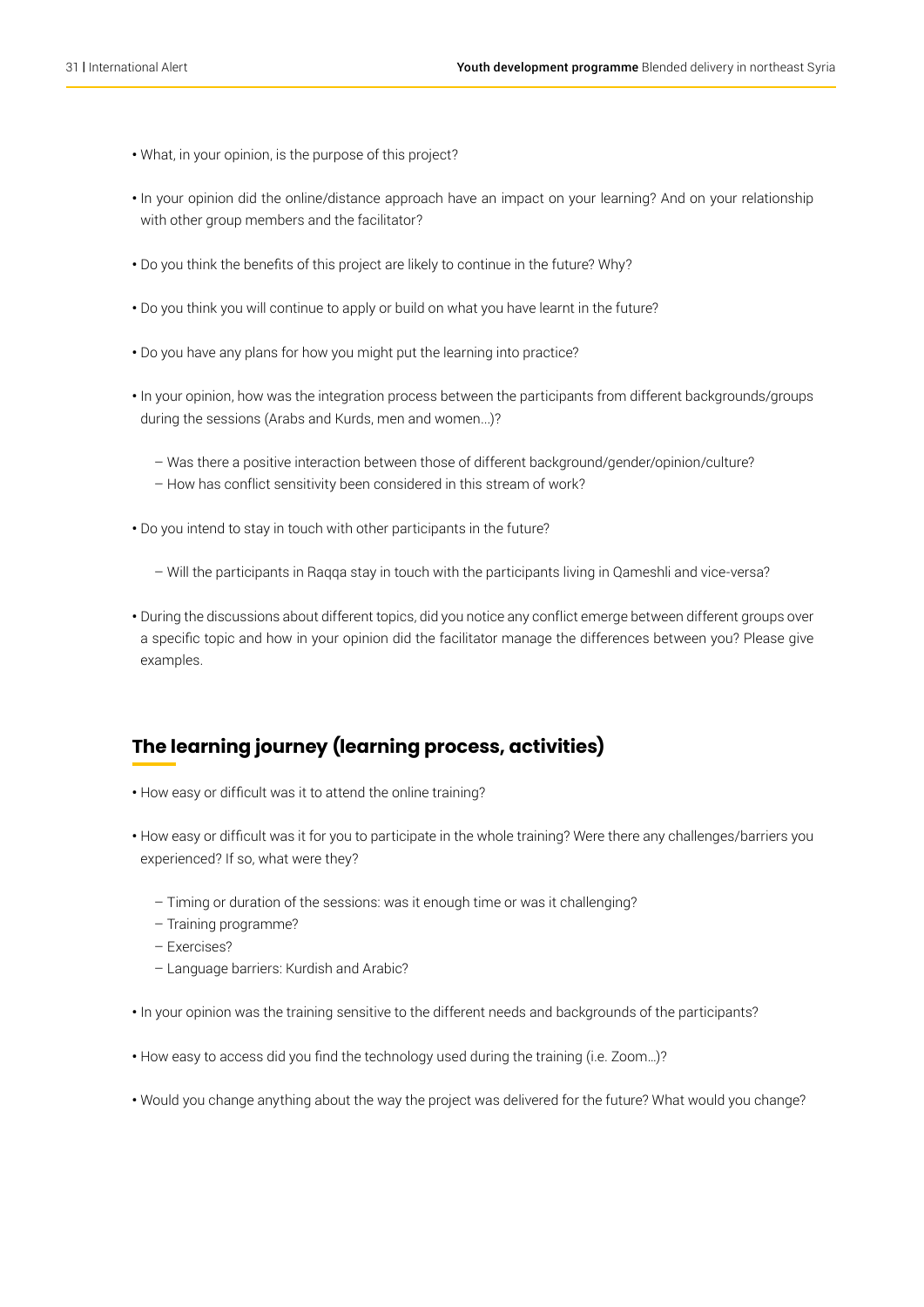- What, in your opinion, is the purpose of this project?
- In your opinion did the online/distance approach have an impact on your learning? And on your relationship with other group members and the facilitator?
- Do you think the benefits of this project are likely to continue in the future? Why?
- Do you think you will continue to apply or build on what you have learnt in the future?
- Do you have any plans for how you might put the learning into practice?
- In your opinion, how was the integration process between the participants from different backgrounds/groups during the sessions (Arabs and Kurds, men and women…)?
  - Was there a positive interaction between those of different background/gender/opinion/culture?
  - How has conflict sensitivity been considered in this stream of work?
- Do you intend to stay in touch with other participants in the future?
  - Will the participants in Raqqa stay in touch with the participants living in Qameshli and vice-versa?
- During the discussions about different topics, did you notice any conflict emerge between different groups over a specific topic and how in your opinion did the facilitator manage the differences between you? Please give examples.

## The learning journey (learning process, activities)

- How easy or difficult was it to attend the online training?
- How easy or difficult was it for you to participate in the whole training? Were there any challenges/barriers you experienced? If so, what were they?
  - Timing or duration of the sessions: was it enough time or was it challenging?
  - Training programme?
  - Exercises?
  - Language barriers: Kurdish and Arabic?
- In your opinion was the training sensitive to the different needs and backgrounds of the participants?
- How easy to access did you find the technology used during the training (i.e. Zoom…)?
- Would you change anything about the way the project was delivered for the future? What would you change?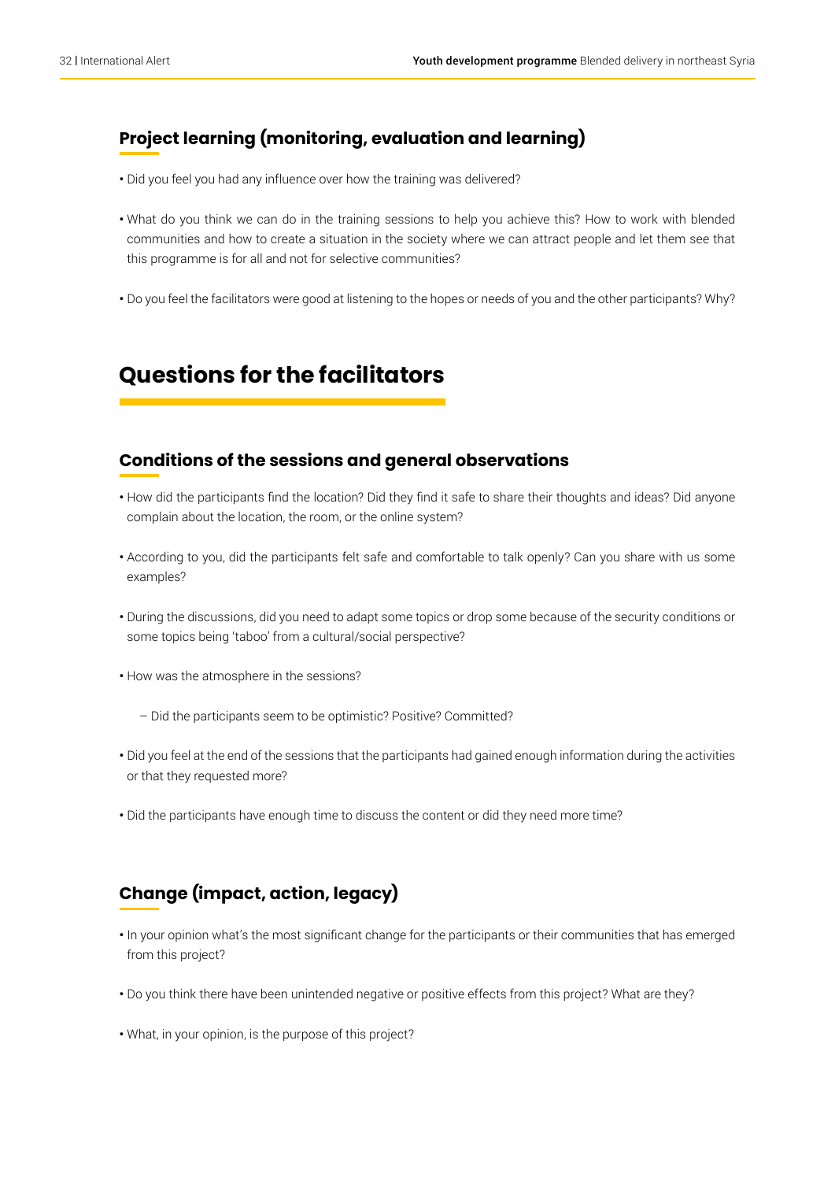### Project learning (monitoring, evaluation and learning)

- Did you feel you had any influence over how the training was delivered?
- What do you think we can do in the training sessions to help you achieve this? How to work with blended communities and how to create a situation in the society where we can attract people and let them see that this programme is for all and not for selective communities?
- Do you feel the facilitators were good at listening to the hopes or needs of you and the other participants? Why?

## Questions for the facilitators

### Conditions of the sessions and general observations

- How did the participants find the location? Did they find it safe to share their thoughts and ideas? Did anyone complain about the location, the room, or the online system?
- According to you, did the participants felt safe and comfortable to talk openly? Can you share with us some examples?
- During the discussions, did you need to adapt some topics or drop some because of the security conditions or some topics being 'taboo' from a cultural/social perspective?
- How was the atmosphere in the sessions?
  - Did the participants seem to be optimistic? Positive? Committed?
- Did you feel at the end of the sessions that the participants had gained enough information during the activities or that they requested more?
- Did the participants have enough time to discuss the content or did they need more time?

### Change (impact, action, legacy)

- In your opinion what's the most significant change for the participants or their communities that has emerged from this project?
- Do you think there have been unintended negative or positive effects from this project? What are they?
- What, in your opinion, is the purpose of this project?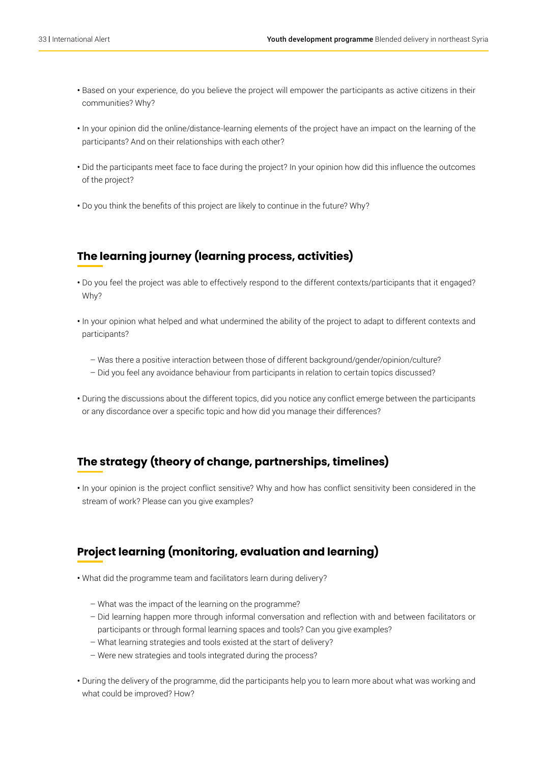- Based on your experience, do you believe the project will empower the participants as active citizens in their communities? Why?
- In your opinion did the online/distance-learning elements of the project have an impact on the learning of the participants? And on their relationships with each other?
- Did the participants meet face to face during the project? In your opinion how did this influence the outcomes of the project?
- Do you think the benefits of this project are likely to continue in the future? Why?

## The learning journey (learning process, activities)

- Do you feel the project was able to effectively respond to the different contexts/participants that it engaged? Why?
- In your opinion what helped and what undermined the ability of the project to adapt to different contexts and participants?
  - Was there a positive interaction between those of different background/gender/opinion/culture?
  - Did you feel any avoidance behaviour from participants in relation to certain topics discussed?
- During the discussions about the different topics, did you notice any conflict emerge between the participants or any discordance over a specific topic and how did you manage their differences?

## The strategy (theory of change, partnerships, timelines)

- In your opinion is the project conflict sensitive? Why and how has conflict sensitivity been considered in the stream of work? Please can you give examples?

## Project learning (monitoring, evaluation and learning)

- What did the programme team and facilitators learn during delivery?
  - What was the impact of the learning on the programme?
  - Did learning happen more through informal conversation and reflection with and between facilitators or participants or through formal learning spaces and tools? Can you give examples?
  - What learning strategies and tools existed at the start of delivery?
  - Were new strategies and tools integrated during the process?
- During the delivery of the programme, did the participants help you to learn more about what was working and what could be improved? How?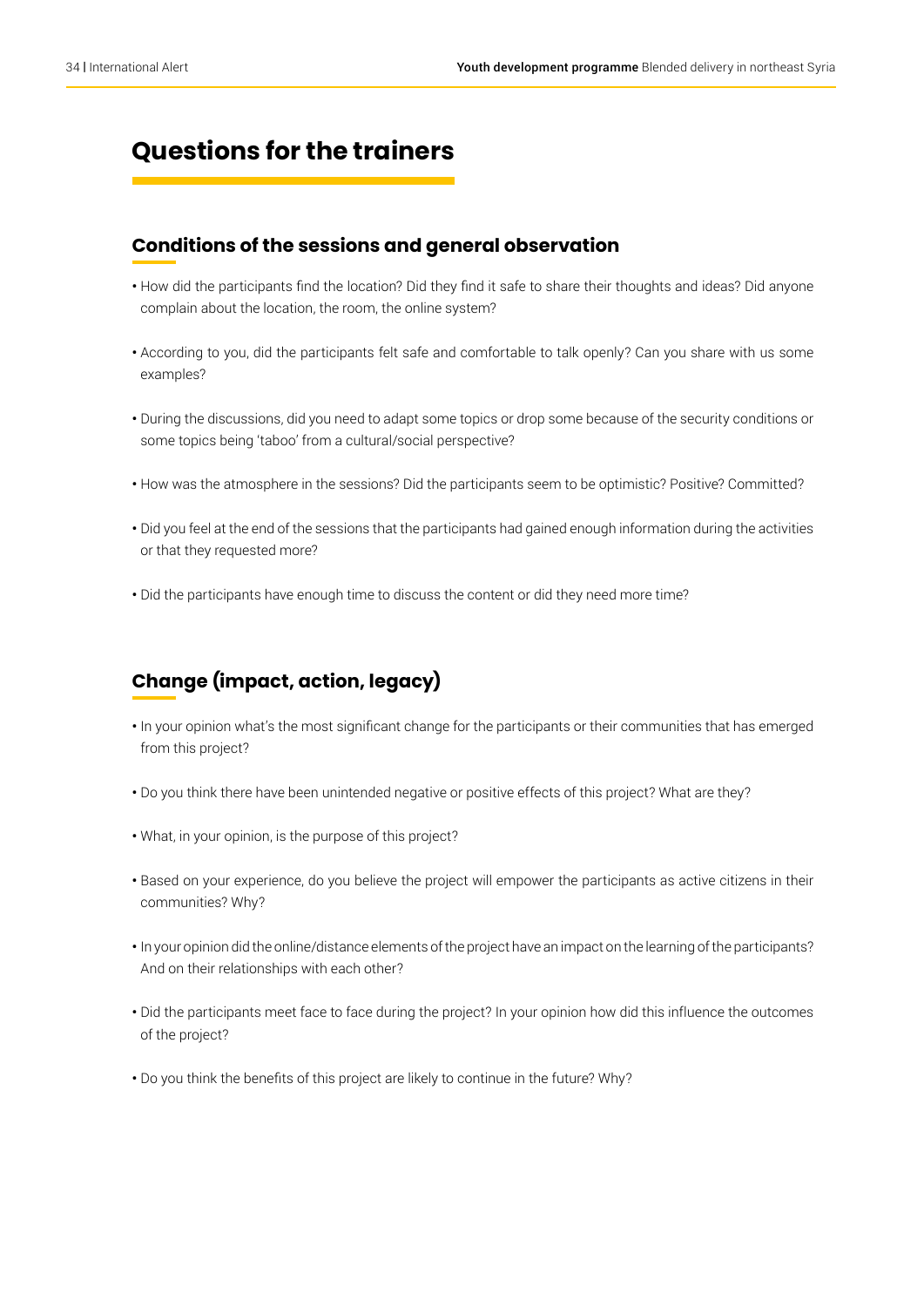## Questions for the trainers

### Conditions of the sessions and general observation

- How did the participants find the location? Did they find it safe to share their thoughts and ideas? Did anyone complain about the location, the room, the online system?
- According to you, did the participants felt safe and comfortable to talk openly? Can you share with us some examples?
- During the discussions, did you need to adapt some topics or drop some because of the security conditions or some topics being 'taboo' from a cultural/social perspective?
- How was the atmosphere in the sessions? Did the participants seem to be optimistic? Positive? Committed?
- Did you feel at the end of the sessions that the participants had gained enough information during the activities or that they requested more?
- Did the participants have enough time to discuss the content or did they need more time?

### Change (impact, action, legacy)

- In your opinion what's the most significant change for the participants or their communities that has emerged from this project?
- Do you think there have been unintended negative or positive effects of this project? What are they?
- What, in your opinion, is the purpose of this project?
- Based on your experience, do you believe the project will empower the participants as active citizens in their communities? Why?
- In your opinion did the online/distance elements of the project have an impact on the learning of the participants? And on their relationships with each other?
- Did the participants meet face to face during the project? In your opinion how did this influence the outcomes of the project?
- Do you think the benefits of this project are likely to continue in the future? Why?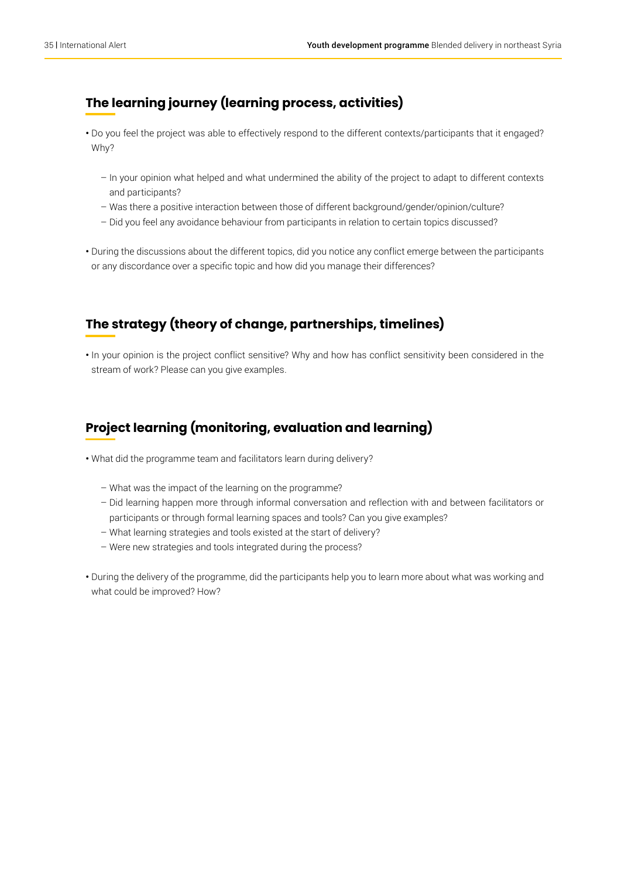## The learning journey (learning process, activities)

- Do you feel the project was able to effectively respond to the different contexts/participants that it engaged? Why?
  - In your opinion what helped and what undermined the ability of the project to adapt to different contexts and participants?
  - Was there a positive interaction between those of different background/gender/opinion/culture?
  - Did you feel any avoidance behaviour from participants in relation to certain topics discussed?
- During the discussions about the different topics, did you notice any conflict emerge between the participants or any discordance over a specific topic and how did you manage their differences?

## The strategy (theory of change, partnerships, timelines)

- In your opinion is the project conflict sensitive? Why and how has conflict sensitivity been considered in the stream of work? Please can you give examples.

## Project learning (monitoring, evaluation and learning)

- What did the programme team and facilitators learn during delivery?
  - What was the impact of the learning on the programme?
  - Did learning happen more through informal conversation and reflection with and between facilitators or participants or through formal learning spaces and tools? Can you give examples?
  - What learning strategies and tools existed at the start of delivery?
  - Were new strategies and tools integrated during the process?
- During the delivery of the programme, did the participants help you to learn more about what was working and what could be improved? How?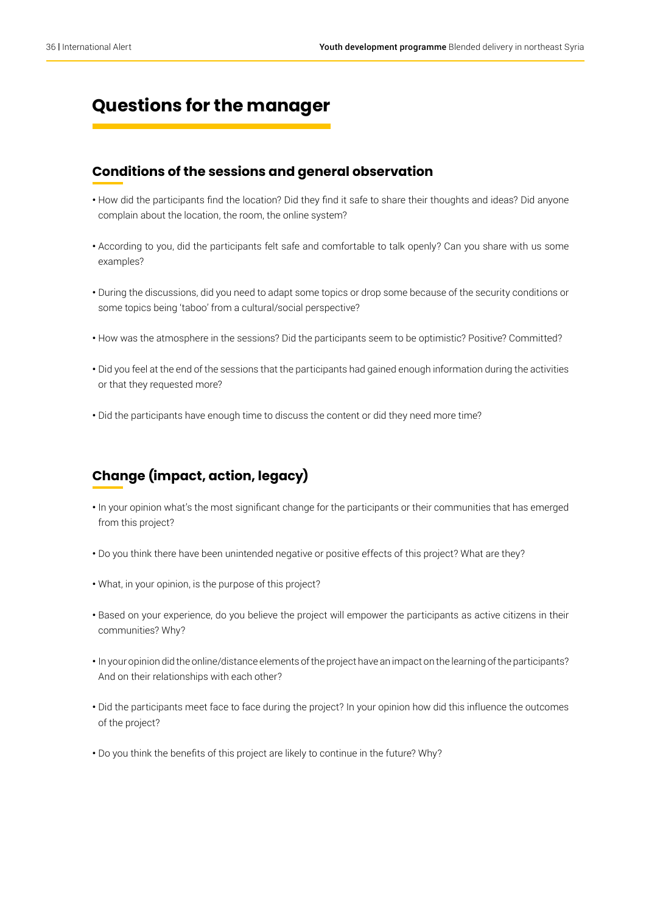## Questions for the manager

### Conditions of the sessions and general observation

- How did the participants find the location? Did they find it safe to share their thoughts and ideas? Did anyone complain about the location, the room, the online system?
- According to you, did the participants felt safe and comfortable to talk openly? Can you share with us some examples?
- During the discussions, did you need to adapt some topics or drop some because of the security conditions or some topics being 'taboo' from a cultural/social perspective?
- How was the atmosphere in the sessions? Did the participants seem to be optimistic? Positive? Committed?
- Did you feel at the end of the sessions that the participants had gained enough information during the activities or that they requested more?
- Did the participants have enough time to discuss the content or did they need more time?

### Change (impact, action, legacy)

- In your opinion what's the most significant change for the participants or their communities that has emerged from this project?
- Do you think there have been unintended negative or positive effects of this project? What are they?
- What, in your opinion, is the purpose of this project?
- Based on your experience, do you believe the project will empower the participants as active citizens in their communities? Why?
- In your opinion did the online/distance elements of the project have an impact on the learning of the participants? And on their relationships with each other?
- Did the participants meet face to face during the project? In your opinion how did this influence the outcomes of the project?
- Do you think the benefits of this project are likely to continue in the future? Why?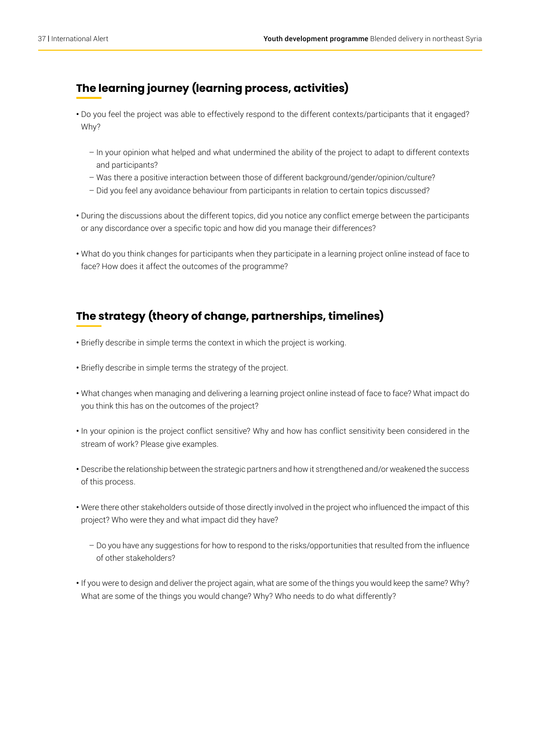## The learning journey (learning process, activities)

- Do you feel the project was able to effectively respond to the different contexts/participants that it engaged? Why?
  - In your opinion what helped and what undermined the ability of the project to adapt to different contexts and participants?
  - Was there a positive interaction between those of different background/gender/opinion/culture?
  - Did you feel any avoidance behaviour from participants in relation to certain topics discussed?
- During the discussions about the different topics, did you notice any conflict emerge between the participants or any discordance over a specific topic and how did you manage their differences?
- What do you think changes for participants when they participate in a learning project online instead of face to face? How does it affect the outcomes of the programme?

## The strategy (theory of change, partnerships, timelines)

- Briefly describe in simple terms the context in which the project is working.
- Briefly describe in simple terms the strategy of the project.
- What changes when managing and delivering a learning project online instead of face to face? What impact do you think this has on the outcomes of the project?
- In your opinion is the project conflict sensitive? Why and how has conflict sensitivity been considered in the stream of work? Please give examples.
- Describe the relationship between the strategic partners and how it strengthened and/or weakened the success of this process.
- Were there other stakeholders outside of those directly involved in the project who influenced the impact of this project? Who were they and what impact did they have?
  - Do you have any suggestions for how to respond to the risks/opportunities that resulted from the influence of other stakeholders?
- If you were to design and deliver the project again, what are some of the things you would keep the same? Why? What are some of the things you would change? Why? Who needs to do what differently?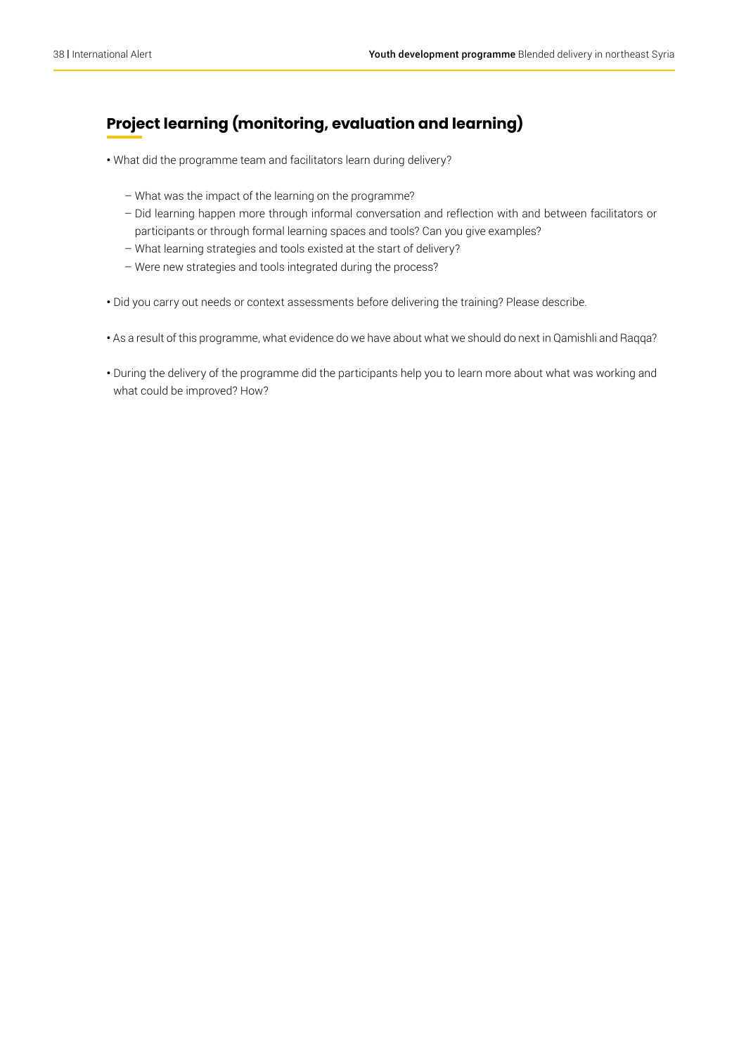## Project learning (monitoring, evaluation and learning)

- What did the programme team and facilitators learn during delivery?
  - What was the impact of the learning on the programme?
  - Did learning happen more through informal conversation and reflection with and between facilitators or participants or through formal learning spaces and tools? Can you give examples?
  - What learning strategies and tools existed at the start of delivery?
  - Were new strategies and tools integrated during the process?
- Did you carry out needs or context assessments before delivering the training? Please describe.
- As a result of this programme, what evidence do we have about what we should do next in Qamishli and Raqqa?
- During the delivery of the programme did the participants help you to learn more about what was working and what could be improved? How?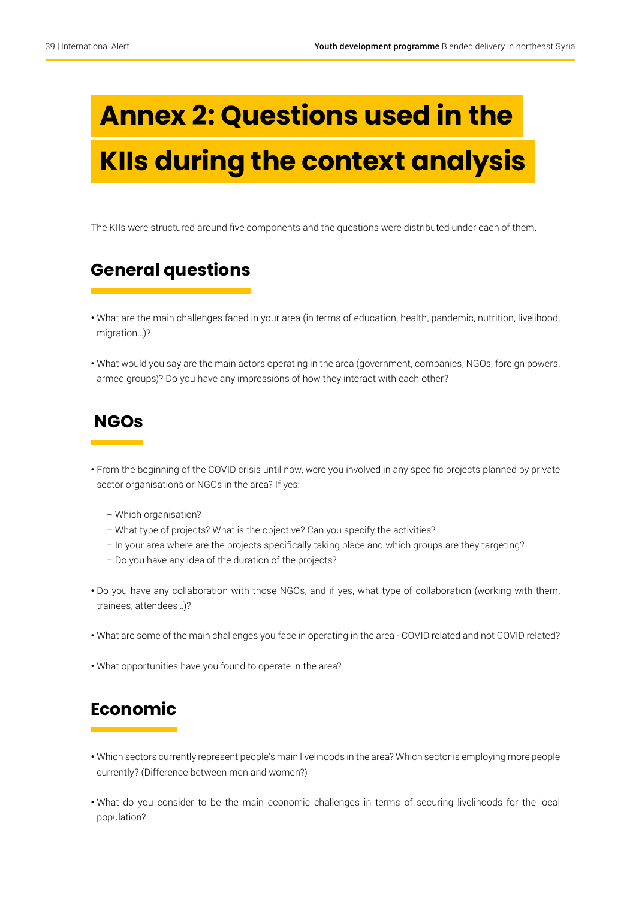# Annex 2: Questions used in the KIIs during the context analysis

The KIIs were structured around five components and the questions were distributed under each of them.

## General questions

- What are the main challenges faced in your area (in terms of education, health, pandemic, nutrition, livelihood, migration…)?
- What would you say are the main actors operating in the area (government, companies, NGOs, foreign powers, armed groups)? Do you have any impressions of how they interact with each other?

## NGOs

- From the beginning of the COVID crisis until now, were you involved in any specific projects planned by private sector organisations or NGOs in the area? If yes:
  - Which organisation?
  - What type of projects? What is the objective? Can you specify the activities?
  - In your area where are the projects specifically taking place and which groups are they targeting?
  - Do you have any idea of the duration of the projects?
- Do you have any collaboration with those NGOs, and if yes, what type of collaboration (working with them, trainees, attendees…)?
- What are some of the main challenges you face in operating in the area - COVID related and not COVID related?
- What opportunities have you found to operate in the area?

## Economic

- Which sectors currently represent people's main livelihoods in the area? Which sector is employing more people currently? (Difference between men and women?)
- What do you consider to be the main economic challenges in terms of securing livelihoods for the local population?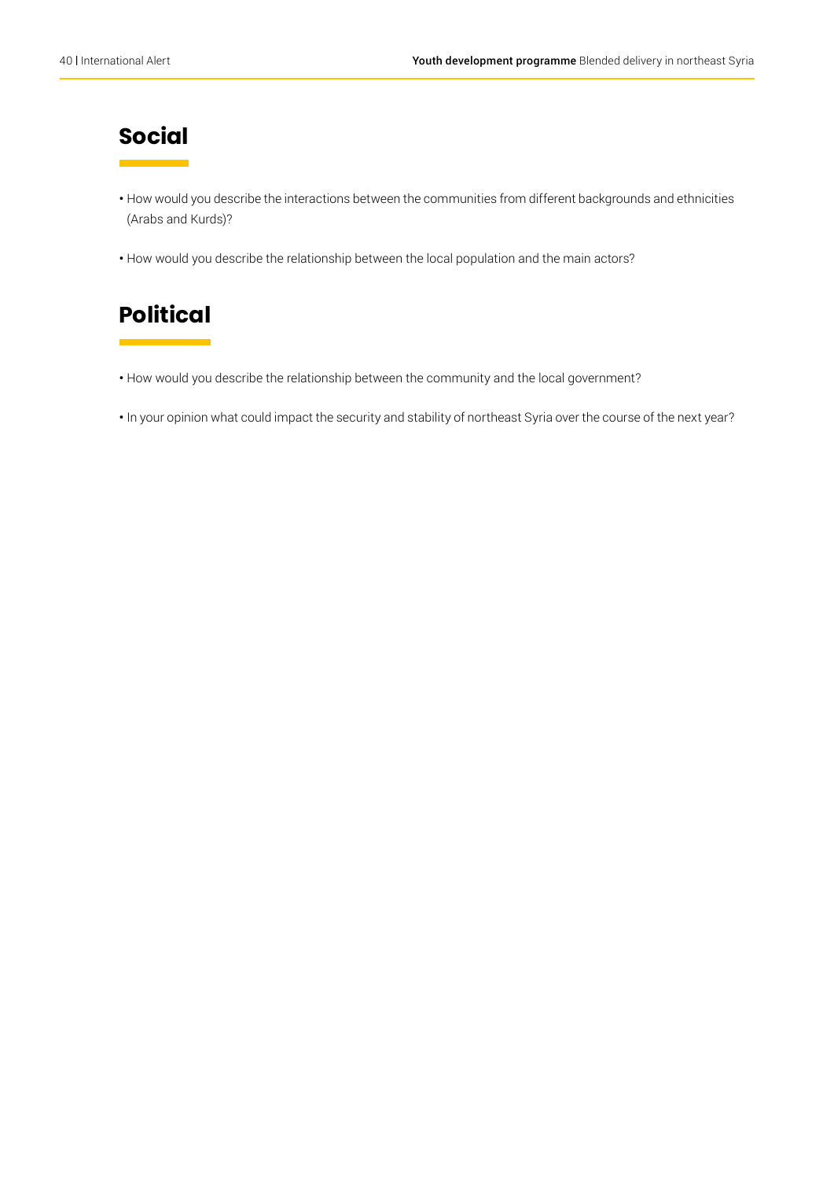## Social

- How would you describe the interactions between the communities from different backgrounds and ethnicities (Arabs and Kurds)?
- How would you describe the relationship between the local population and the main actors?

## Political

- How would you describe the relationship between the community and the local government?
- In your opinion what could impact the security and stability of northeast Syria over the course of the next year?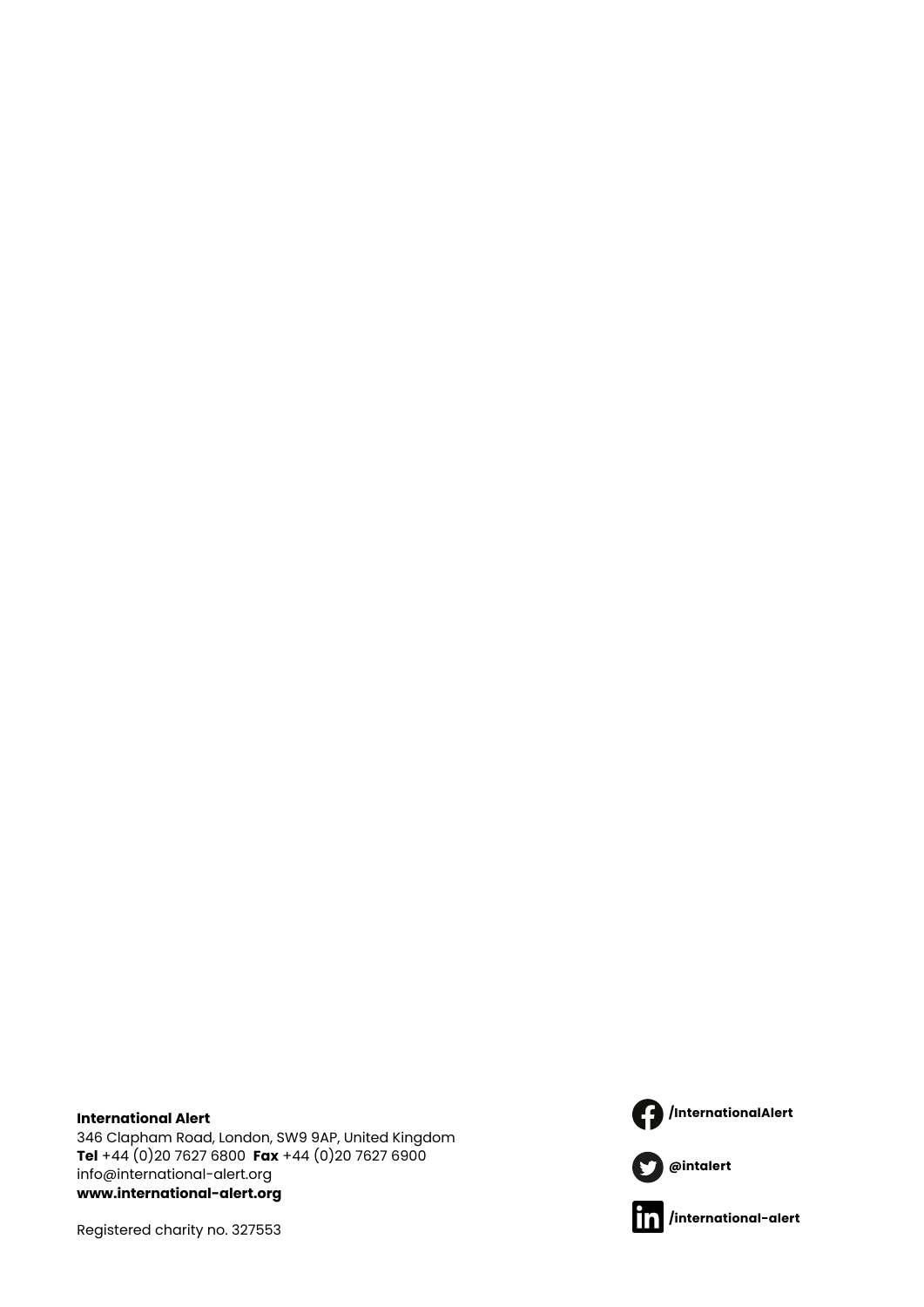**International Alert**
346 Clapham Road, London, SW9 9AP, United Kingdom
**Tel** +44 (0)20 7627 6800 **Fax** +44 (0)20 7627 6900
info@international-alert.org
**www.international-alert.org**

Registered charity no. 327553

**/InternationalAlert**

**@intalert**

**/international-alert**